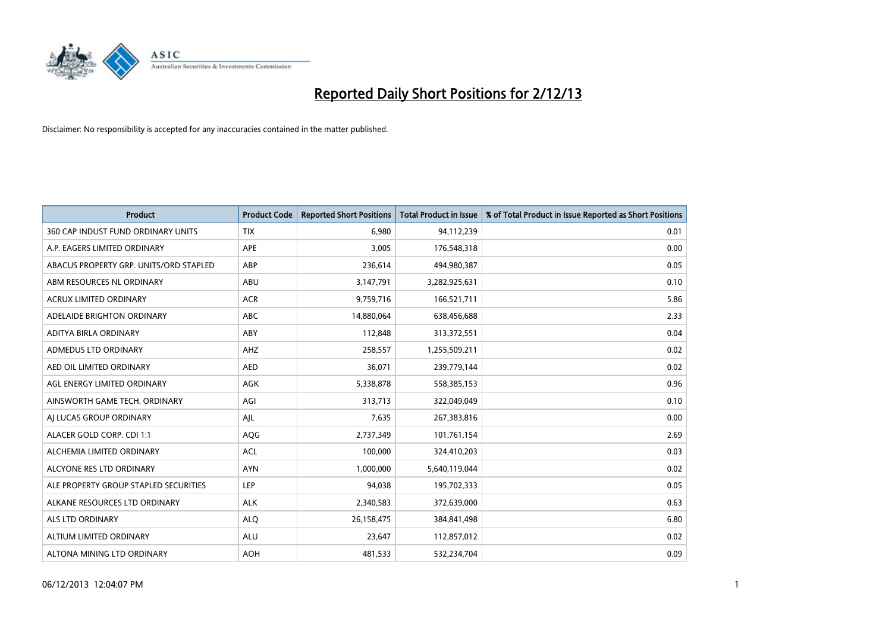# Reported Daily Short Positions for 2/12/13

Disclaimer: No responsibility is accepted for any inaccuracies contained in the matter published.

| Product | Product Code | Reported Short Positions | Total Product in Issue | % of Total Product in Issue Reported as Short Positions |
|---|---|---|---|---|
| 360 CAP INDUST FUND ORDINARY UNITS | TIX | 6,980 | 94,112,239 | 0.01 |
| A.P. EAGERS LIMITED ORDINARY | APE | 3,005 | 176,548,318 | 0.00 |
| ABACUS PROPERTY GRP. UNITS/ORD STAPLED | ABP | 236,614 | 494,980,387 | 0.05 |
| ABM RESOURCES NL ORDINARY | ABU | 3,147,791 | 3,282,925,631 | 0.10 |
| ACRUX LIMITED ORDINARY | ACR | 9,759,716 | 166,521,711 | 5.86 |
| ADELAIDE BRIGHTON ORDINARY | ABC | 14,880,064 | 638,456,688 | 2.33 |
| ADITYA BIRLA ORDINARY | ABY | 112,848 | 313,372,551 | 0.04 |
| ADMEDUS LTD ORDINARY | AHZ | 258,557 | 1,255,509,211 | 0.02 |
| AED OIL LIMITED ORDINARY | AED | 36,071 | 239,779,144 | 0.02 |
| AGL ENERGY LIMITED ORDINARY | AGK | 5,338,878 | 558,385,153 | 0.96 |
| AINSWORTH GAME TECH. ORDINARY | AGI | 313,713 | 322,049,049 | 0.10 |
| AJ LUCAS GROUP ORDINARY | AJL | 7,635 | 267,383,816 | 0.00 |
| ALACER GOLD CORP. CDI 1:1 | AQG | 2,737,349 | 101,761,154 | 2.69 |
| ALCHEMIA LIMITED ORDINARY | ACL | 100,000 | 324,410,203 | 0.03 |
| ALCYONE RES LTD ORDINARY | AYN | 1,000,000 | 5,640,119,044 | 0.02 |
| ALE PROPERTY GROUP STAPLED SECURITIES | LEP | 94,038 | 195,702,333 | 0.05 |
| ALKANE RESOURCES LTD ORDINARY | ALK | 2,340,583 | 372,639,000 | 0.63 |
| ALS LTD ORDINARY | ALQ | 26,158,475 | 384,841,498 | 6.80 |
| ALTIUM LIMITED ORDINARY | ALU | 23,647 | 112,857,012 | 0.02 |
| ALTONA MINING LTD ORDINARY | AOH | 481,533 | 532,234,704 | 0.09 |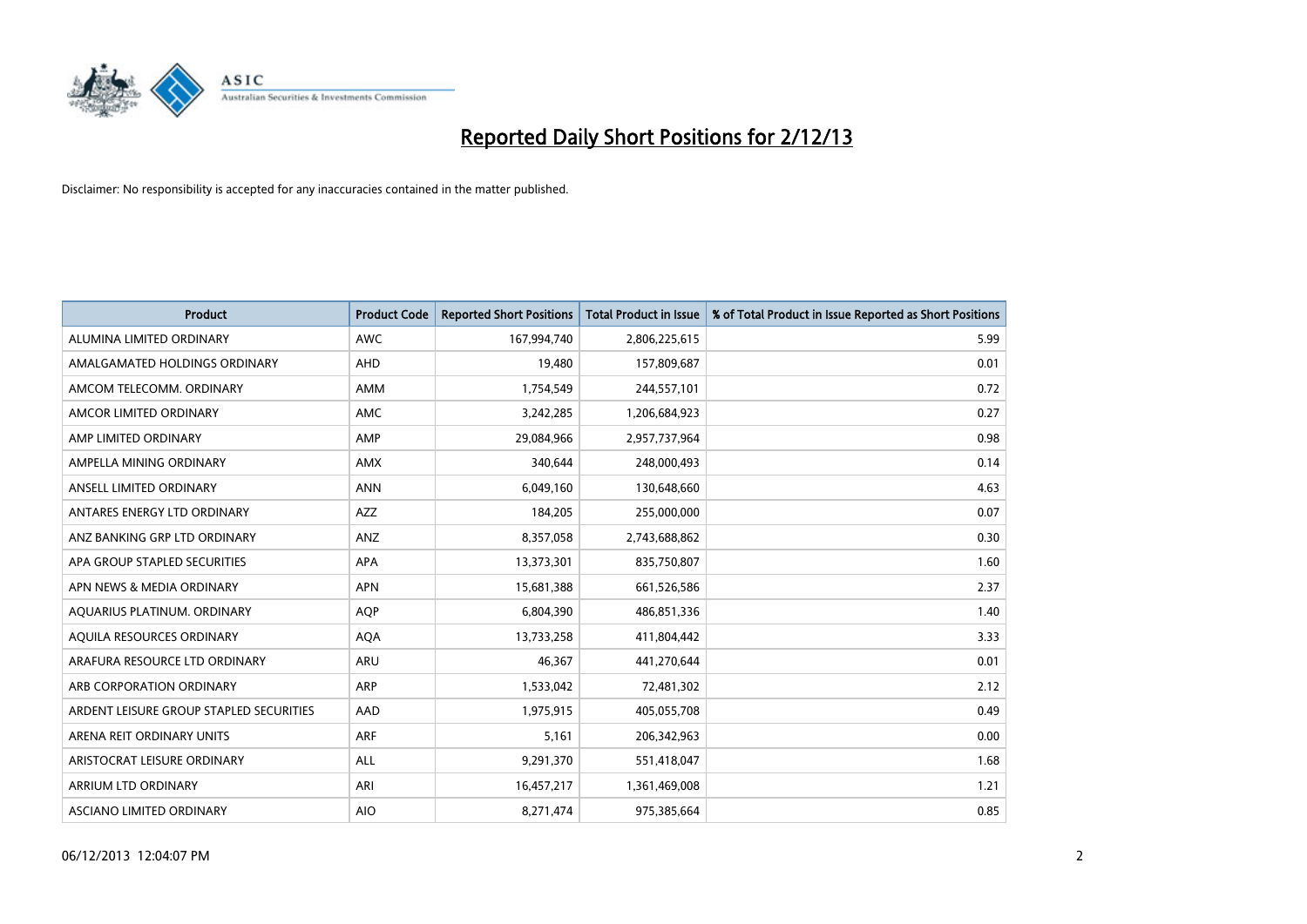# Reported Daily Short Positions for 2/12/13

Disclaimer: No responsibility is accepted for any inaccuracies contained in the matter published.

| Product | Product Code | Reported Short Positions | Total Product in Issue | % of Total Product in Issue Reported as Short Positions |
|---|---|---|---|---|
| ALUMINA LIMITED ORDINARY | AWC | 167,994,740 | 2,806,225,615 | 5.99 |
| AMALGAMATED HOLDINGS ORDINARY | AHD | 19,480 | 157,809,687 | 0.01 |
| AMCOM TELECOMM. ORDINARY | AMM | 1,754,549 | 244,557,101 | 0.72 |
| AMCOR LIMITED ORDINARY | AMC | 3,242,285 | 1,206,684,923 | 0.27 |
| AMP LIMITED ORDINARY | AMP | 29,084,966 | 2,957,737,964 | 0.98 |
| AMPELLA MINING ORDINARY | AMX | 340,644 | 248,000,493 | 0.14 |
| ANSELL LIMITED ORDINARY | ANN | 6,049,160 | 130,648,660 | 4.63 |
| ANTARES ENERGY LTD ORDINARY | AZZ | 184,205 | 255,000,000 | 0.07 |
| ANZ BANKING GRP LTD ORDINARY | ANZ | 8,357,058 | 2,743,688,862 | 0.30 |
| APA GROUP STAPLED SECURITIES | APA | 13,373,301 | 835,750,807 | 1.60 |
| APN NEWS & MEDIA ORDINARY | APN | 15,681,388 | 661,526,586 | 2.37 |
| AQUARIUS PLATINUM. ORDINARY | AQP | 6,804,390 | 486,851,336 | 1.40 |
| AQUILA RESOURCES ORDINARY | AQA | 13,733,258 | 411,804,442 | 3.33 |
| ARAFURA RESOURCE LTD ORDINARY | ARU | 46,367 | 441,270,644 | 0.01 |
| ARB CORPORATION ORDINARY | ARP | 1,533,042 | 72,481,302 | 2.12 |
| ARDENT LEISURE GROUP STAPLED SECURITIES | AAD | 1,975,915 | 405,055,708 | 0.49 |
| ARENA REIT ORDINARY UNITS | ARF | 5,161 | 206,342,963 | 0.00 |
| ARISTOCRAT LEISURE ORDINARY | ALL | 9,291,370 | 551,418,047 | 1.68 |
| ARRIUM LTD ORDINARY | ARI | 16,457,217 | 1,361,469,008 | 1.21 |
| ASCIANO LIMITED ORDINARY | AIO | 8,271,474 | 975,385,664 | 0.85 |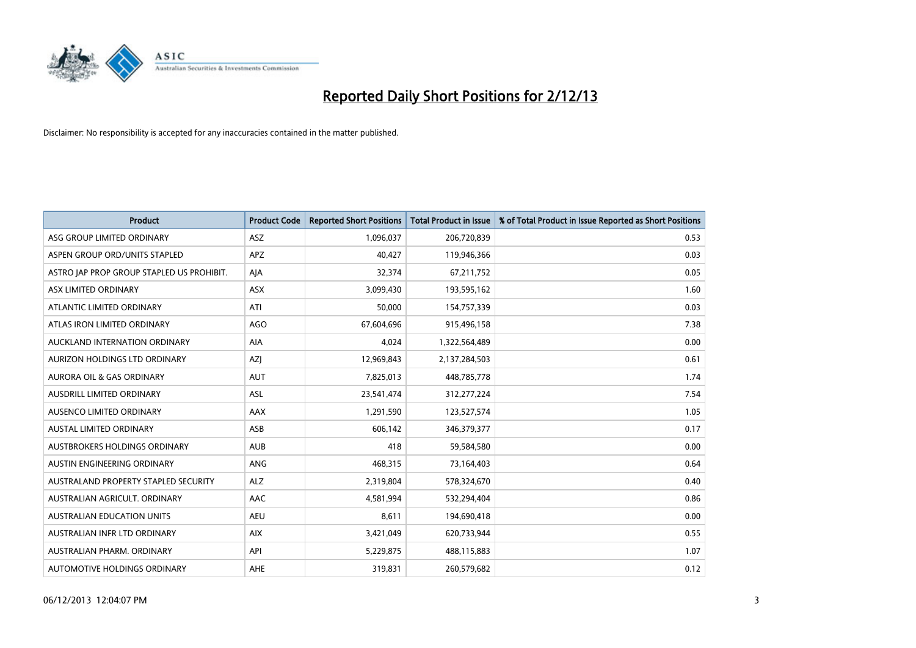# Reported Daily Short Positions for 2/12/13

Disclaimer: No responsibility is accepted for any inaccuracies contained in the matter published.

| Product | Product Code | Reported Short Positions | Total Product in Issue | % of Total Product in Issue Reported as Short Positions |
|---|---|---|---|---|
| ASG GROUP LIMITED ORDINARY | ASZ | 1,096,037 | 206,720,839 | 0.53 |
| ASPEN GROUP ORD/UNITS STAPLED | APZ | 40,427 | 119,946,366 | 0.03 |
| ASTRO JAP PROP GROUP STAPLED US PROHIBIT. | AJA | 32,374 | 67,211,752 | 0.05 |
| ASX LIMITED ORDINARY | ASX | 3,099,430 | 193,595,162 | 1.60 |
| ATLANTIC LIMITED ORDINARY | ATI | 50,000 | 154,757,339 | 0.03 |
| ATLAS IRON LIMITED ORDINARY | AGO | 67,604,696 | 915,496,158 | 7.38 |
| AUCKLAND INTERNATION ORDINARY | AIA | 4,024 | 1,322,564,489 | 0.00 |
| AURIZON HOLDINGS LTD ORDINARY | AZJ | 12,969,843 | 2,137,284,503 | 0.61 |
| AURORA OIL & GAS ORDINARY | AUT | 7,825,013 | 448,785,778 | 1.74 |
| AUSDRILL LIMITED ORDINARY | ASL | 23,541,474 | 312,277,224 | 7.54 |
| AUSENCO LIMITED ORDINARY | AAX | 1,291,590 | 123,527,574 | 1.05 |
| AUSTAL LIMITED ORDINARY | ASB | 606,142 | 346,379,377 | 0.17 |
| AUSTBROKERS HOLDINGS ORDINARY | AUB | 418 | 59,584,580 | 0.00 |
| AUSTIN ENGINEERING ORDINARY | ANG | 468,315 | 73,164,403 | 0.64 |
| AUSTRALAND PROPERTY STAPLED SECURITY | ALZ | 2,319,804 | 578,324,670 | 0.40 |
| AUSTRALIAN AGRICULT. ORDINARY | AAC | 4,581,994 | 532,294,404 | 0.86 |
| AUSTRALIAN EDUCATION UNITS | AEU | 8,611 | 194,690,418 | 0.00 |
| AUSTRALIAN INFR LTD ORDINARY | AIX | 3,421,049 | 620,733,944 | 0.55 |
| AUSTRALIAN PHARM. ORDINARY | API | 5,229,875 | 488,115,883 | 1.07 |
| AUTOMOTIVE HOLDINGS ORDINARY | AHE | 319,831 | 260,579,682 | 0.12 |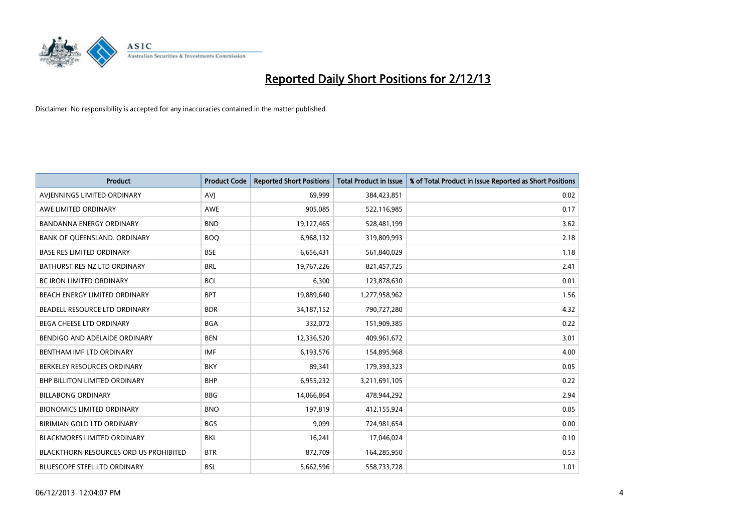# Reported Daily Short Positions for 2/12/13

Disclaimer: No responsibility is accepted for any inaccuracies contained in the matter published.

| Product | Product Code | Reported Short Positions | Total Product in Issue | % of Total Product in Issue Reported as Short Positions |
|---|---|---|---|---|
| AVJENNINGS LIMITED ORDINARY | AVJ | 69,999 | 384,423,851 | 0.02 |
| AWE LIMITED ORDINARY | AWE | 905,085 | 522,116,985 | 0.17 |
| BANDANNA ENERGY ORDINARY | BND | 19,127,465 | 528,481,199 | 3.62 |
| BANK OF QUEENSLAND. ORDINARY | BOQ | 6,968,132 | 319,809,993 | 2.18 |
| BASE RES LIMITED ORDINARY | BSE | 6,656,431 | 561,840,029 | 1.18 |
| BATHURST RES NZ LTD ORDINARY | BRL | 19,767,226 | 821,457,725 | 2.41 |
| BC IRON LIMITED ORDINARY | BCI | 6,300 | 123,878,630 | 0.01 |
| BEACH ENERGY LIMITED ORDINARY | BPT | 19,889,640 | 1,277,958,962 | 1.56 |
| BEADELL RESOURCE LTD ORDINARY | BDR | 34,187,152 | 790,727,280 | 4.32 |
| BEGA CHEESE LTD ORDINARY | BGA | 332,072 | 151,909,385 | 0.22 |
| BENDIGO AND ADELAIDE ORDINARY | BEN | 12,336,520 | 409,961,672 | 3.01 |
| BENTHAM IMF LTD ORDINARY | IMF | 6,193,576 | 154,895,968 | 4.00 |
| BERKELEY RESOURCES ORDINARY | BKY | 89,341 | 179,393,323 | 0.05 |
| BHP BILLITON LIMITED ORDINARY | BHP | 6,955,232 | 3,211,691,105 | 0.22 |
| BILLABONG ORDINARY | BBG | 14,066,864 | 478,944,292 | 2.94 |
| BIONOMICS LIMITED ORDINARY | BNO | 197,819 | 412,155,924 | 0.05 |
| BIRIMIAN GOLD LTD ORDINARY | BGS | 9,099 | 724,981,654 | 0.00 |
| BLACKMORES LIMITED ORDINARY | BKL | 16,241 | 17,046,024 | 0.10 |
| BLACKTHORN RESOURCES ORD US PROHIBITED | BTR | 872,709 | 164,285,950 | 0.53 |
| BLUESCOPE STEEL LTD ORDINARY | BSL | 5,662,596 | 558,733,728 | 1.01 |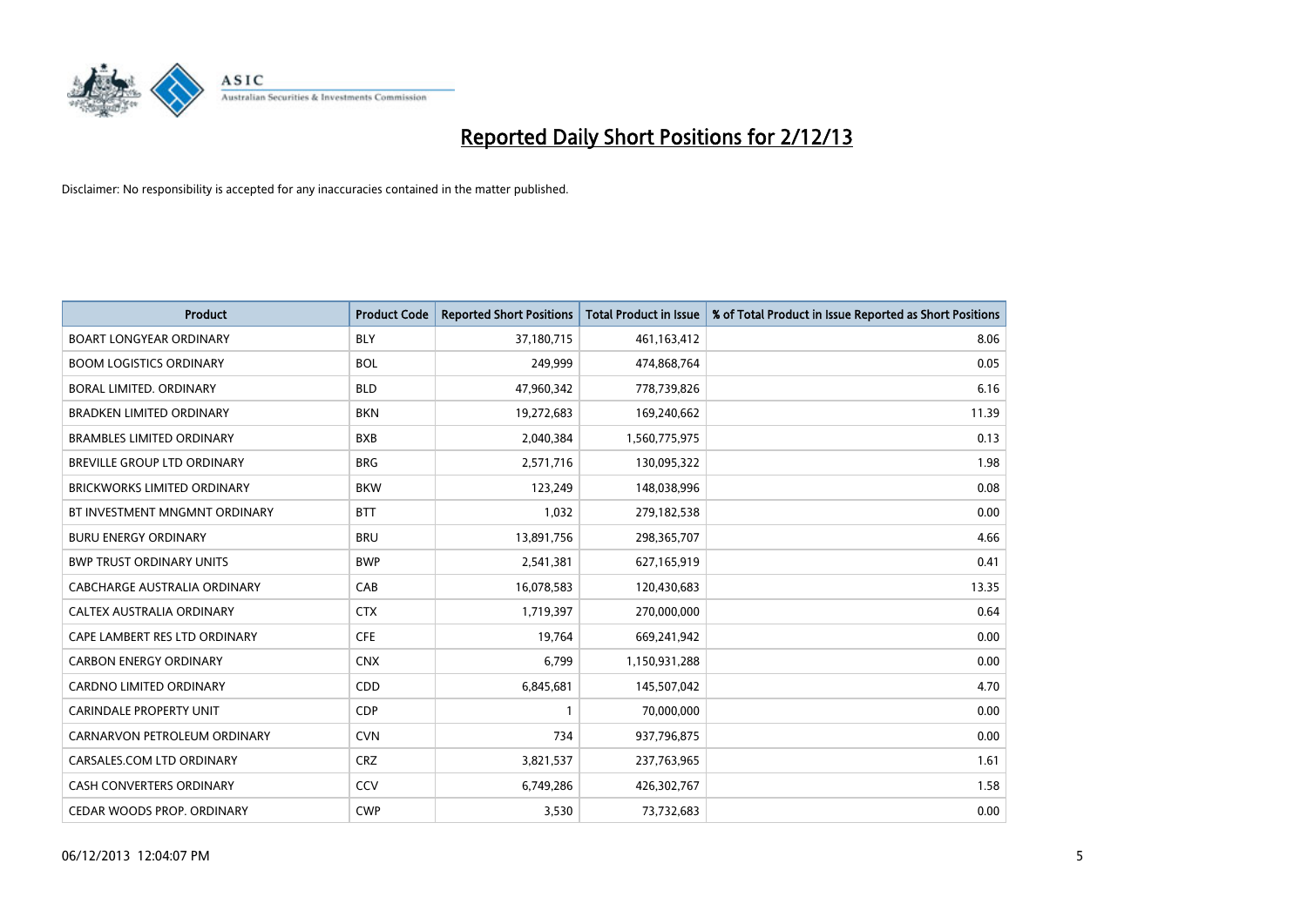# Reported Daily Short Positions for 2/12/13

Disclaimer: No responsibility is accepted for any inaccuracies contained in the matter published.

| Product | Product Code | Reported Short Positions | Total Product in Issue | % of Total Product in Issue Reported as Short Positions |
|---|---|---|---|---|
| BOART LONGYEAR ORDINARY | BLY | 37,180,715 | 461,163,412 | 8.06 |
| BOOM LOGISTICS ORDINARY | BOL | 249,999 | 474,868,764 | 0.05 |
| BORAL LIMITED. ORDINARY | BLD | 47,960,342 | 778,739,826 | 6.16 |
| BRADKEN LIMITED ORDINARY | BKN | 19,272,683 | 169,240,662 | 11.39 |
| BRAMBLES LIMITED ORDINARY | BXB | 2,040,384 | 1,560,775,975 | 0.13 |
| BREVILLE GROUP LTD ORDINARY | BRG | 2,571,716 | 130,095,322 | 1.98 |
| BRICKWORKS LIMITED ORDINARY | BKW | 123,249 | 148,038,996 | 0.08 |
| BT INVESTMENT MNGMNT ORDINARY | BTT | 1,032 | 279,182,538 | 0.00 |
| BURU ENERGY ORDINARY | BRU | 13,891,756 | 298,365,707 | 4.66 |
| BWP TRUST ORDINARY UNITS | BWP | 2,541,381 | 627,165,919 | 0.41 |
| CABCHARGE AUSTRALIA ORDINARY | CAB | 16,078,583 | 120,430,683 | 13.35 |
| CALTEX AUSTRALIA ORDINARY | CTX | 1,719,397 | 270,000,000 | 0.64 |
| CAPE LAMBERT RES LTD ORDINARY | CFE | 19,764 | 669,241,942 | 0.00 |
| CARBON ENERGY ORDINARY | CNX | 6,799 | 1,150,931,288 | 0.00 |
| CARDNO LIMITED ORDINARY | CDD | 6,845,681 | 145,507,042 | 4.70 |
| CARINDALE PROPERTY UNIT | CDP | 1 | 70,000,000 | 0.00 |
| CARNARVON PETROLEUM ORDINARY | CVN | 734 | 937,796,875 | 0.00 |
| CARSALES.COM LTD ORDINARY | CRZ | 3,821,537 | 237,763,965 | 1.61 |
| CASH CONVERTERS ORDINARY | CCV | 6,749,286 | 426,302,767 | 1.58 |
| CEDAR WOODS PROP. ORDINARY | CWP | 3,530 | 73,732,683 | 0.00 |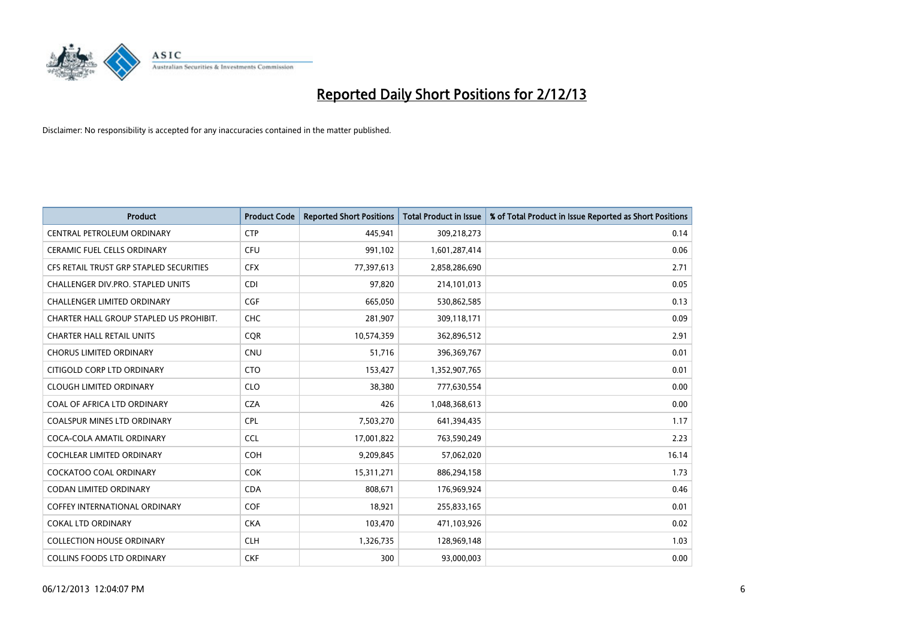# Reported Daily Short Positions for 2/12/13

Disclaimer: No responsibility is accepted for any inaccuracies contained in the matter published.

| Product | Product Code | Reported Short Positions | Total Product in Issue | % of Total Product in Issue Reported as Short Positions |
|---|---|---|---|---|
| CENTRAL PETROLEUM ORDINARY | CTP | 445,941 | 309,218,273 | 0.14 |
| CERAMIC FUEL CELLS ORDINARY | CFU | 991,102 | 1,601,287,414 | 0.06 |
| CFS RETAIL TRUST GRP STAPLED SECURITIES | CFX | 77,397,613 | 2,858,286,690 | 2.71 |
| CHALLENGER DIV.PRO. STAPLED UNITS | CDI | 97,820 | 214,101,013 | 0.05 |
| CHALLENGER LIMITED ORDINARY | CGF | 665,050 | 530,862,585 | 0.13 |
| CHARTER HALL GROUP STAPLED US PROHIBIT. | CHC | 281,907 | 309,118,171 | 0.09 |
| CHARTER HALL RETAIL UNITS | CQR | 10,574,359 | 362,896,512 | 2.91 |
| CHORUS LIMITED ORDINARY | CNU | 51,716 | 396,369,767 | 0.01 |
| CITIGOLD CORP LTD ORDINARY | CTO | 153,427 | 1,352,907,765 | 0.01 |
| CLOUGH LIMITED ORDINARY | CLO | 38,380 | 777,630,554 | 0.00 |
| COAL OF AFRICA LTD ORDINARY | CZA | 426 | 1,048,368,613 | 0.00 |
| COALSPUR MINES LTD ORDINARY | CPL | 7,503,270 | 641,394,435 | 1.17 |
| COCA-COLA AMATIL ORDINARY | CCL | 17,001,822 | 763,590,249 | 2.23 |
| COCHLEAR LIMITED ORDINARY | COH | 9,209,845 | 57,062,020 | 16.14 |
| COCKATOO COAL ORDINARY | COK | 15,311,271 | 886,294,158 | 1.73 |
| CODAN LIMITED ORDINARY | CDA | 808,671 | 176,969,924 | 0.46 |
| COFFEY INTERNATIONAL ORDINARY | COF | 18,921 | 255,833,165 | 0.01 |
| COKAL LTD ORDINARY | CKA | 103,470 | 471,103,926 | 0.02 |
| COLLECTION HOUSE ORDINARY | CLH | 1,326,735 | 128,969,148 | 1.03 |
| COLLINS FOODS LTD ORDINARY | CKF | 300 | 93,000,003 | 0.00 |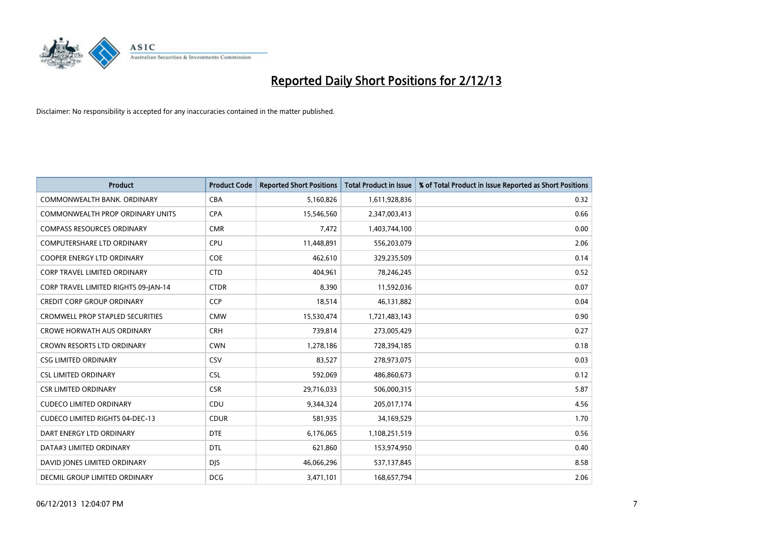# Reported Daily Short Positions for 2/12/13

Disclaimer: No responsibility is accepted for any inaccuracies contained in the matter published.

| Product | Product Code | Reported Short Positions | Total Product in Issue | % of Total Product in Issue Reported as Short Positions |
|---|---|---|---|---|
| COMMONWEALTH BANK. ORDINARY | CBA | 5,160,826 | 1,611,928,836 | 0.32 |
| COMMONWEALTH PROP ORDINARY UNITS | CPA | 15,546,560 | 2,347,003,413 | 0.66 |
| COMPASS RESOURCES ORDINARY | CMR | 7,472 | 1,403,744,100 | 0.00 |
| COMPUTERSHARE LTD ORDINARY | CPU | 11,448,891 | 556,203,079 | 2.06 |
| COOPER ENERGY LTD ORDINARY | COE | 462,610 | 329,235,509 | 0.14 |
| CORP TRAVEL LIMITED ORDINARY | CTD | 404,961 | 78,246,245 | 0.52 |
| CORP TRAVEL LIMITED RIGHTS 09-JAN-14 | CTDR | 8,390 | 11,592,036 | 0.07 |
| CREDIT CORP GROUP ORDINARY | CCP | 18,514 | 46,131,882 | 0.04 |
| CROMWELL PROP STAPLED SECURITIES | CMW | 15,530,474 | 1,721,483,143 | 0.90 |
| CROWE HORWATH AUS ORDINARY | CRH | 739,814 | 273,005,429 | 0.27 |
| CROWN RESORTS LTD ORDINARY | CWN | 1,278,186 | 728,394,185 | 0.18 |
| CSG LIMITED ORDINARY | CSV | 83,527 | 278,973,075 | 0.03 |
| CSL LIMITED ORDINARY | CSL | 592,069 | 486,860,673 | 0.12 |
| CSR LIMITED ORDINARY | CSR | 29,716,033 | 506,000,315 | 5.87 |
| CUDECO LIMITED ORDINARY | CDU | 9,344,324 | 205,017,174 | 4.56 |
| CUDECO LIMITED RIGHTS 04-DEC-13 | CDUR | 581,935 | 34,169,529 | 1.70 |
| DART ENERGY LTD ORDINARY | DTE | 6,176,065 | 1,108,251,519 | 0.56 |
| DATA#3 LIMITED ORDINARY | DTL | 621,860 | 153,974,950 | 0.40 |
| DAVID JONES LIMITED ORDINARY | DJS | 46,066,296 | 537,137,845 | 8.58 |
| DECMIL GROUP LIMITED ORDINARY | DCG | 3,471,101 | 168,657,794 | 2.06 |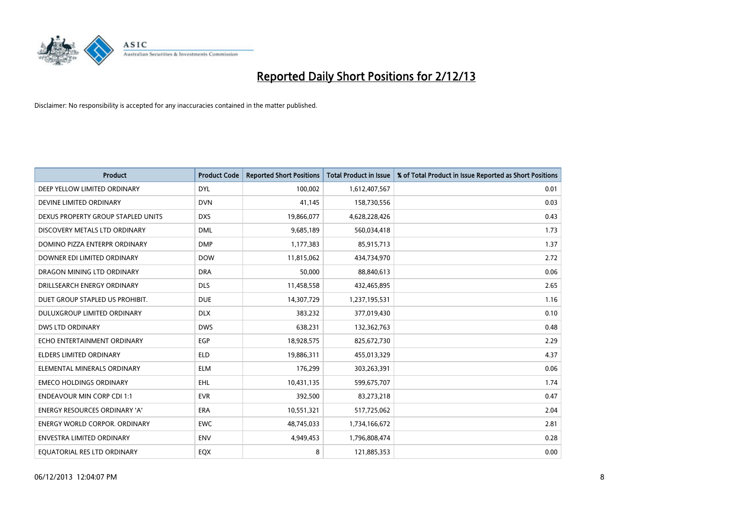# Reported Daily Short Positions for 2/12/13

Disclaimer: No responsibility is accepted for any inaccuracies contained in the matter published.

| Product | Product Code | Reported Short Positions | Total Product in Issue | % of Total Product in Issue Reported as Short Positions |
|---|---|---|---|---|
| DEEP YELLOW LIMITED ORDINARY | DYL | 100,002 | 1,612,407,567 | 0.01 |
| DEVINE LIMITED ORDINARY | DVN | 41,145 | 158,730,556 | 0.03 |
| DEXUS PROPERTY GROUP STAPLED UNITS | DXS | 19,866,077 | 4,628,228,426 | 0.43 |
| DISCOVERY METALS LTD ORDINARY | DML | 9,685,189 | 560,034,418 | 1.73 |
| DOMINO PIZZA ENTERPR ORDINARY | DMP | 1,177,383 | 85,915,713 | 1.37 |
| DOWNER EDI LIMITED ORDINARY | DOW | 11,815,062 | 434,734,970 | 2.72 |
| DRAGON MINING LTD ORDINARY | DRA | 50,000 | 88,840,613 | 0.06 |
| DRILLSEARCH ENERGY ORDINARY | DLS | 11,458,558 | 432,465,895 | 2.65 |
| DUET GROUP STAPLED US PROHIBIT. | DUE | 14,307,729 | 1,237,195,531 | 1.16 |
| DULUXGROUP LIMITED ORDINARY | DLX | 383,232 | 377,019,430 | 0.10 |
| DWS LTD ORDINARY | DWS | 638,231 | 132,362,763 | 0.48 |
| ECHO ENTERTAINMENT ORDINARY | EGP | 18,928,575 | 825,672,730 | 2.29 |
| ELDERS LIMITED ORDINARY | ELD | 19,886,311 | 455,013,329 | 4.37 |
| ELEMENTAL MINERALS ORDINARY | ELM | 176,299 | 303,263,391 | 0.06 |
| EMECO HOLDINGS ORDINARY | EHL | 10,431,135 | 599,675,707 | 1.74 |
| ENDEAVOUR MIN CORP CDI 1:1 | EVR | 392,500 | 83,273,218 | 0.47 |
| ENERGY RESOURCES ORDINARY 'A' | ERA | 10,551,321 | 517,725,062 | 2.04 |
| ENERGY WORLD CORPOR. ORDINARY | EWC | 48,745,033 | 1,734,166,672 | 2.81 |
| ENVESTRA LIMITED ORDINARY | ENV | 4,949,453 | 1,796,808,474 | 0.28 |
| EQUATORIAL RES LTD ORDINARY | EQX | 8 | 121,885,353 | 0.00 |

06/12/2013 12:04:07 PM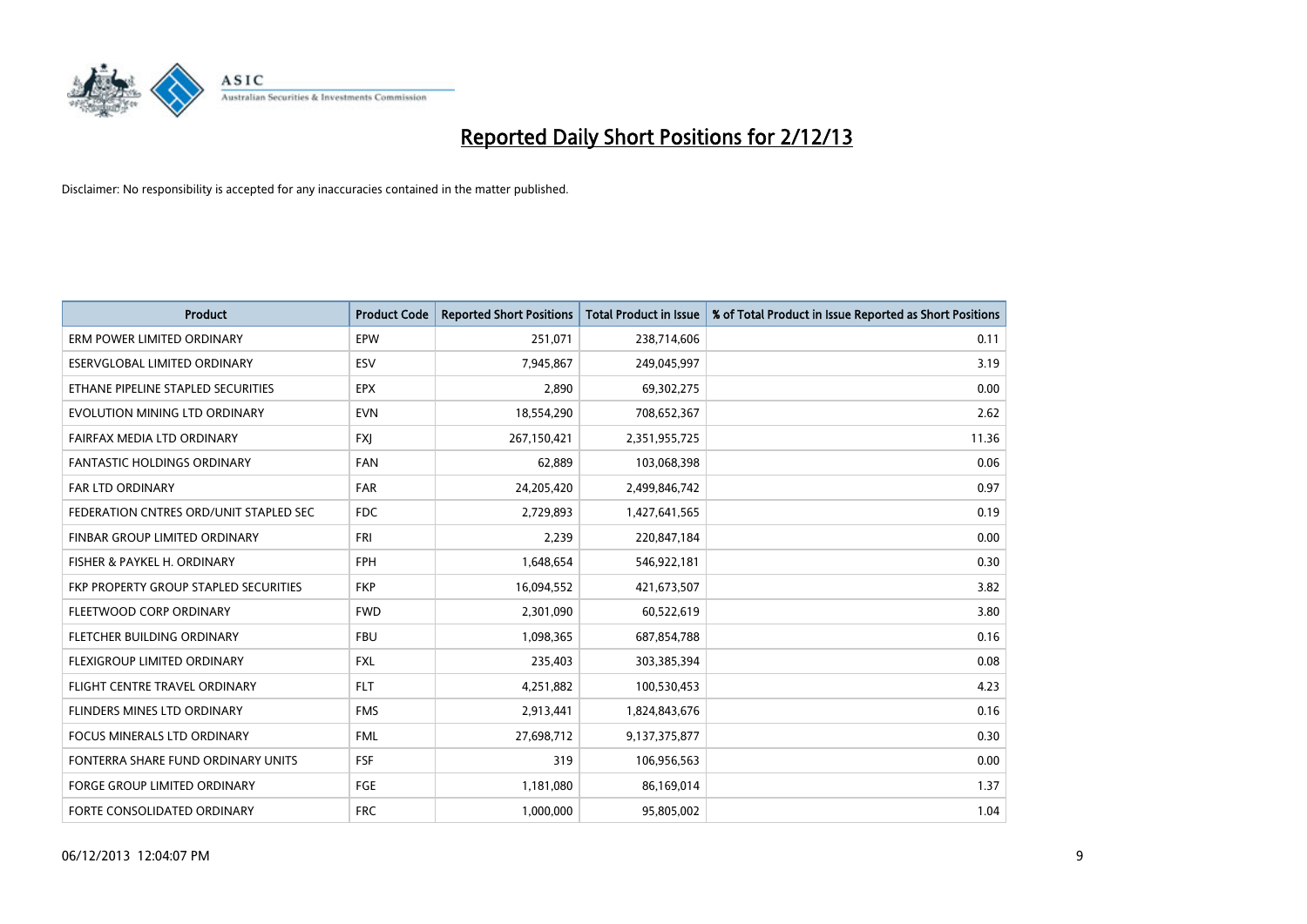# Reported Daily Short Positions for 2/12/13

Disclaimer: No responsibility is accepted for any inaccuracies contained in the matter published.

| Product | Product Code | Reported Short Positions | Total Product in Issue | % of Total Product in Issue Reported as Short Positions |
|---|---|---|---|---|
| ERM POWER LIMITED ORDINARY | EPW | 251,071 | 238,714,606 | 0.11 |
| ESERVGLOBAL LIMITED ORDINARY | ESV | 7,945,867 | 249,045,997 | 3.19 |
| ETHANE PIPELINE STAPLED SECURITIES | EPX | 2,890 | 69,302,275 | 0.00 |
| EVOLUTION MINING LTD ORDINARY | EVN | 18,554,290 | 708,652,367 | 2.62 |
| FAIRFAX MEDIA LTD ORDINARY | FXJ | 267,150,421 | 2,351,955,725 | 11.36 |
| FANTASTIC HOLDINGS ORDINARY | FAN | 62,889 | 103,068,398 | 0.06 |
| FAR LTD ORDINARY | FAR | 24,205,420 | 2,499,846,742 | 0.97 |
| FEDERATION CNTRES ORD/UNIT STAPLED SEC | FDC | 2,729,893 | 1,427,641,565 | 0.19 |
| FINBAR GROUP LIMITED ORDINARY | FRI | 2,239 | 220,847,184 | 0.00 |
| FISHER & PAYKEL H. ORDINARY | FPH | 1,648,654 | 546,922,181 | 0.30 |
| FKP PROPERTY GROUP STAPLED SECURITIES | FKP | 16,094,552 | 421,673,507 | 3.82 |
| FLEETWOOD CORP ORDINARY | FWD | 2,301,090 | 60,522,619 | 3.80 |
| FLETCHER BUILDING ORDINARY | FBU | 1,098,365 | 687,854,788 | 0.16 |
| FLEXIGROUP LIMITED ORDINARY | FXL | 235,403 | 303,385,394 | 0.08 |
| FLIGHT CENTRE TRAVEL ORDINARY | FLT | 4,251,882 | 100,530,453 | 4.23 |
| FLINDERS MINES LTD ORDINARY | FMS | 2,913,441 | 1,824,843,676 | 0.16 |
| FOCUS MINERALS LTD ORDINARY | FML | 27,698,712 | 9,137,375,877 | 0.30 |
| FONTERRA SHARE FUND ORDINARY UNITS | FSF | 319 | 106,956,563 | 0.00 |
| FORGE GROUP LIMITED ORDINARY | FGE | 1,181,080 | 86,169,014 | 1.37 |
| FORTE CONSOLIDATED ORDINARY | FRC | 1,000,000 | 95,805,002 | 1.04 |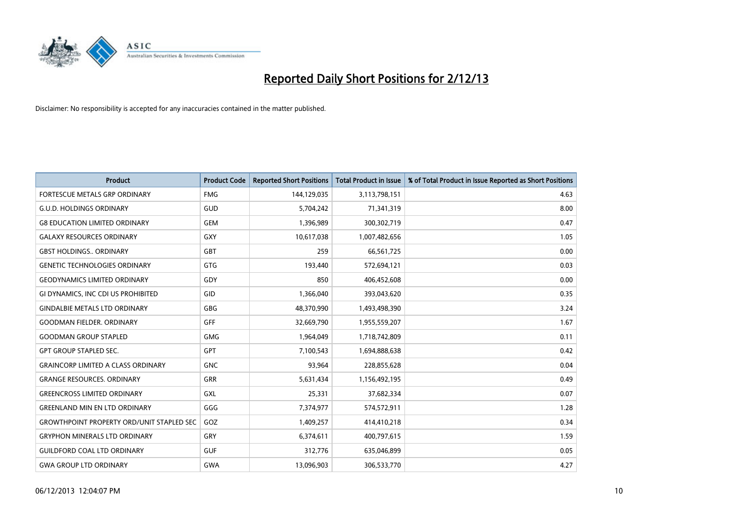# Reported Daily Short Positions for 2/12/13

Disclaimer: No responsibility is accepted for any inaccuracies contained in the matter published.

| Product | Product Code | Reported Short Positions | Total Product in Issue | % of Total Product in Issue Reported as Short Positions |
|---|---|---|---|---|
| FORTESCUE METALS GRP ORDINARY | FMG | 144,129,035 | 3,113,798,151 | 4.63 |
| G.U.D. HOLDINGS ORDINARY | GUD | 5,704,242 | 71,341,319 | 8.00 |
| G8 EDUCATION LIMITED ORDINARY | GEM | 1,396,989 | 300,302,719 | 0.47 |
| GALAXY RESOURCES ORDINARY | GXY | 10,617,038 | 1,007,482,656 | 1.05 |
| GBST HOLDINGS.. ORDINARY | GBT | 259 | 66,561,725 | 0.00 |
| GENETIC TECHNOLOGIES ORDINARY | GTG | 193,440 | 572,694,121 | 0.03 |
| GEODYNAMICS LIMITED ORDINARY | GDY | 850 | 406,452,608 | 0.00 |
| GI DYNAMICS, INC CDI US PROHIBITED | GID | 1,366,040 | 393,043,620 | 0.35 |
| GINDALBIE METALS LTD ORDINARY | GBG | 48,370,990 | 1,493,498,390 | 3.24 |
| GOODMAN FIELDER. ORDINARY | GFF | 32,669,790 | 1,955,559,207 | 1.67 |
| GOODMAN GROUP STAPLED | GMG | 1,964,049 | 1,718,742,809 | 0.11 |
| GPT GROUP STAPLED SEC. | GPT | 7,100,543 | 1,694,888,638 | 0.42 |
| GRAINCORP LIMITED A CLASS ORDINARY | GNC | 93,964 | 228,855,628 | 0.04 |
| GRANGE RESOURCES. ORDINARY | GRR | 5,631,434 | 1,156,492,195 | 0.49 |
| GREENCROSS LIMITED ORDINARY | GXL | 25,331 | 37,682,334 | 0.07 |
| GREENLAND MIN EN LTD ORDINARY | GGG | 7,374,977 | 574,572,911 | 1.28 |
| GROWTHPOINT PROPERTY ORD/UNIT STAPLED SEC | GOZ | 1,409,257 | 414,410,218 | 0.34 |
| GRYPHON MINERALS LTD ORDINARY | GRY | 6,374,611 | 400,797,615 | 1.59 |
| GUILDFORD COAL LTD ORDINARY | GUF | 312,776 | 635,046,899 | 0.05 |
| GWA GROUP LTD ORDINARY | GWA | 13,096,903 | 306,533,770 | 4.27 |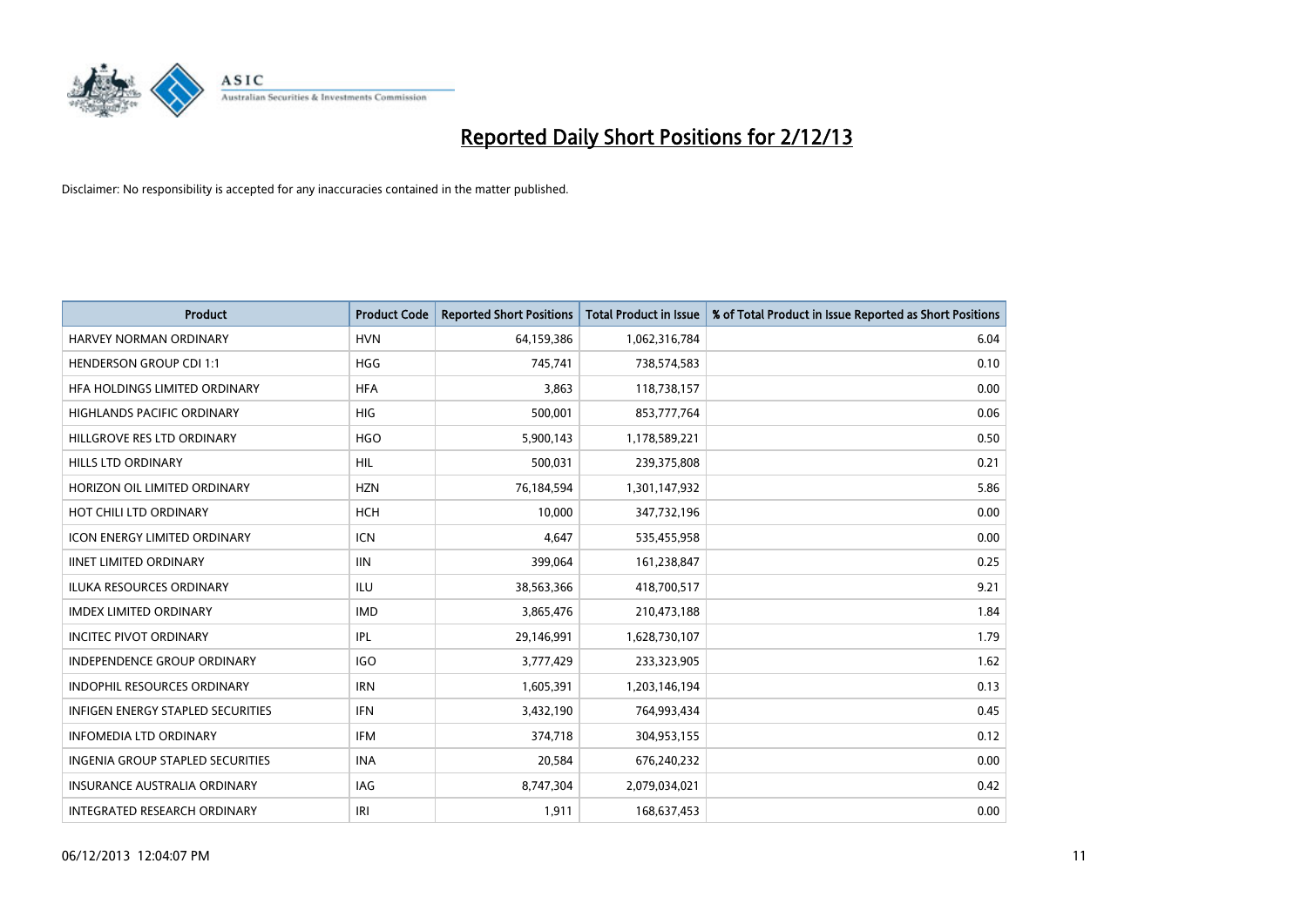# Reported Daily Short Positions for 2/12/13

Disclaimer: No responsibility is accepted for any inaccuracies contained in the matter published.

| Product | Product Code | Reported Short Positions | Total Product in Issue | % of Total Product in Issue Reported as Short Positions |
|---|---|---|---|---|
| HARVEY NORMAN ORDINARY | HVN | 64,159,386 | 1,062,316,784 | 6.04 |
| HENDERSON GROUP CDI 1:1 | HGG | 745,741 | 738,574,583 | 0.10 |
| HFA HOLDINGS LIMITED ORDINARY | HFA | 3,863 | 118,738,157 | 0.00 |
| HIGHLANDS PACIFIC ORDINARY | HIG | 500,001 | 853,777,764 | 0.06 |
| HILLGROVE RES LTD ORDINARY | HGO | 5,900,143 | 1,178,589,221 | 0.50 |
| HILLS LTD ORDINARY | HIL | 500,031 | 239,375,808 | 0.21 |
| HORIZON OIL LIMITED ORDINARY | HZN | 76,184,594 | 1,301,147,932 | 5.86 |
| HOT CHILI LTD ORDINARY | HCH | 10,000 | 347,732,196 | 0.00 |
| ICON ENERGY LIMITED ORDINARY | ICN | 4,647 | 535,455,958 | 0.00 |
| IINET LIMITED ORDINARY | IIN | 399,064 | 161,238,847 | 0.25 |
| ILUKA RESOURCES ORDINARY | ILU | 38,563,366 | 418,700,517 | 9.21 |
| IMDEX LIMITED ORDINARY | IMD | 3,865,476 | 210,473,188 | 1.84 |
| INCITEC PIVOT ORDINARY | IPL | 29,146,991 | 1,628,730,107 | 1.79 |
| INDEPENDENCE GROUP ORDINARY | IGO | 3,777,429 | 233,323,905 | 1.62 |
| INDOPHIL RESOURCES ORDINARY | IRN | 1,605,391 | 1,203,146,194 | 0.13 |
| INFIGEN ENERGY STAPLED SECURITIES | IFN | 3,432,190 | 764,993,434 | 0.45 |
| INFOMEDIA LTD ORDINARY | IFM | 374,718 | 304,953,155 | 0.12 |
| INGENIA GROUP STAPLED SECURITIES | INA | 20,584 | 676,240,232 | 0.00 |
| INSURANCE AUSTRALIA ORDINARY | IAG | 8,747,304 | 2,079,034,021 | 0.42 |
| INTEGRATED RESEARCH ORDINARY | IRI | 1,911 | 168,637,453 | 0.00 |

06/12/2013 12:04:07 PM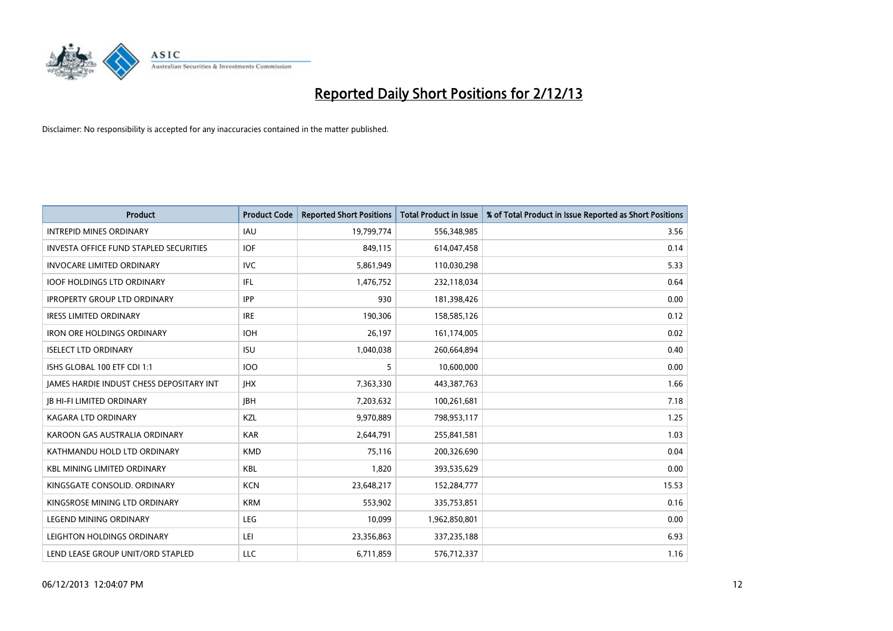# Reported Daily Short Positions for 2/12/13

Disclaimer: No responsibility is accepted for any inaccuracies contained in the matter published.

| Product | Product Code | Reported Short Positions | Total Product in Issue | % of Total Product in Issue Reported as Short Positions |
|---|---|---|---|---|
| INTREPID MINES ORDINARY | IAU | 19,799,774 | 556,348,985 | 3.56 |
| INVESTA OFFICE FUND STAPLED SECURITIES | IOF | 849,115 | 614,047,458 | 0.14 |
| INVOCARE LIMITED ORDINARY | IVC | 5,861,949 | 110,030,298 | 5.33 |
| IOOF HOLDINGS LTD ORDINARY | IFL | 1,476,752 | 232,118,034 | 0.64 |
| IPROPERTY GROUP LTD ORDINARY | IPP | 930 | 181,398,426 | 0.00 |
| IRESS LIMITED ORDINARY | IRE | 190,306 | 158,585,126 | 0.12 |
| IRON ORE HOLDINGS ORDINARY | IOH | 26,197 | 161,174,005 | 0.02 |
| ISELECT LTD ORDINARY | ISU | 1,040,038 | 260,664,894 | 0.40 |
| ISHS GLOBAL 100 ETF CDI 1:1 | IOO | 5 | 10,600,000 | 0.00 |
| JAMES HARDIE INDUST CHESS DEPOSITARY INT | JHX | 7,363,330 | 443,387,763 | 1.66 |
| JB HI-FI LIMITED ORDINARY | JBH | 7,203,632 | 100,261,681 | 7.18 |
| KAGARA LTD ORDINARY | KZL | 9,970,889 | 798,953,117 | 1.25 |
| KAROON GAS AUSTRALIA ORDINARY | KAR | 2,644,791 | 255,841,581 | 1.03 |
| KATHMANDU HOLD LTD ORDINARY | KMD | 75,116 | 200,326,690 | 0.04 |
| KBL MINING LIMITED ORDINARY | KBL | 1,820 | 393,535,629 | 0.00 |
| KINGSGATE CONSOLID. ORDINARY | KCN | 23,648,217 | 152,284,777 | 15.53 |
| KINGSROSE MINING LTD ORDINARY | KRM | 553,902 | 335,753,851 | 0.16 |
| LEGEND MINING ORDINARY | LEG | 10,099 | 1,962,850,801 | 0.00 |
| LEIGHTON HOLDINGS ORDINARY | LEI | 23,356,863 | 337,235,188 | 6.93 |
| LEND LEASE GROUP UNIT/ORD STAPLED | LLC | 6,711,859 | 576,712,337 | 1.16 |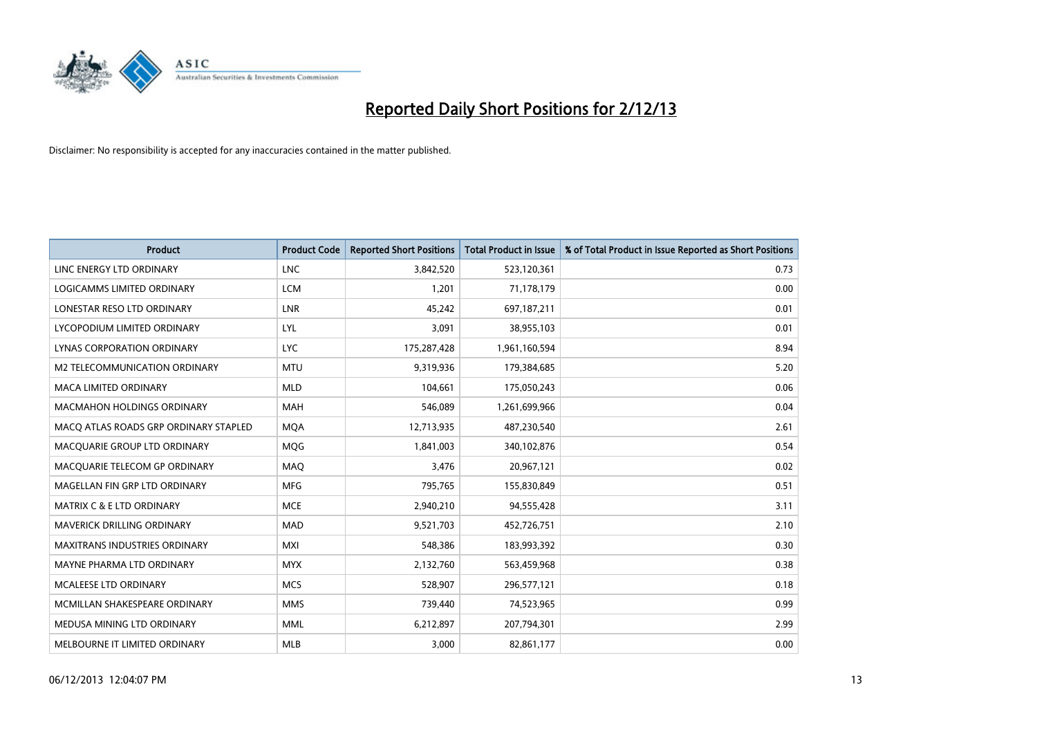# Reported Daily Short Positions for 2/12/13

Disclaimer: No responsibility is accepted for any inaccuracies contained in the matter published.

| Product | Product Code | Reported Short Positions | Total Product in Issue | % of Total Product in Issue Reported as Short Positions |
|---|---|---|---|---|
| LINC ENERGY LTD ORDINARY | LNC | 3,842,520 | 523,120,361 | 0.73 |
| LOGICAMMS LIMITED ORDINARY | LCM | 1,201 | 71,178,179 | 0.00 |
| LONESTAR RESO LTD ORDINARY | LNR | 45,242 | 697,187,211 | 0.01 |
| LYCOPODIUM LIMITED ORDINARY | LYL | 3,091 | 38,955,103 | 0.01 |
| LYNAS CORPORATION ORDINARY | LYC | 175,287,428 | 1,961,160,594 | 8.94 |
| M2 TELECOMMUNICATION ORDINARY | MTU | 9,319,936 | 179,384,685 | 5.20 |
| MACA LIMITED ORDINARY | MLD | 104,661 | 175,050,243 | 0.06 |
| MACMAHON HOLDINGS ORDINARY | MAH | 546,089 | 1,261,699,966 | 0.04 |
| MACQ ATLAS ROADS GRP ORDINARY STAPLED | MQA | 12,713,935 | 487,230,540 | 2.61 |
| MACQUARIE GROUP LTD ORDINARY | MQG | 1,841,003 | 340,102,876 | 0.54 |
| MACQUARIE TELECOM GP ORDINARY | MAQ | 3,476 | 20,967,121 | 0.02 |
| MAGELLAN FIN GRP LTD ORDINARY | MFG | 795,765 | 155,830,849 | 0.51 |
| MATRIX C & E LTD ORDINARY | MCE | 2,940,210 | 94,555,428 | 3.11 |
| MAVERICK DRILLING ORDINARY | MAD | 9,521,703 | 452,726,751 | 2.10 |
| MAXITRANS INDUSTRIES ORDINARY | MXI | 548,386 | 183,993,392 | 0.30 |
| MAYNE PHARMA LTD ORDINARY | MYX | 2,132,760 | 563,459,968 | 0.38 |
| MCALEESE LTD ORDINARY | MCS | 528,907 | 296,577,121 | 0.18 |
| MCMILLAN SHAKESPEARE ORDINARY | MMS | 739,440 | 74,523,965 | 0.99 |
| MEDUSA MINING LTD ORDINARY | MML | 6,212,897 | 207,794,301 | 2.99 |
| MELBOURNE IT LIMITED ORDINARY | MLB | 3,000 | 82,861,177 | 0.00 |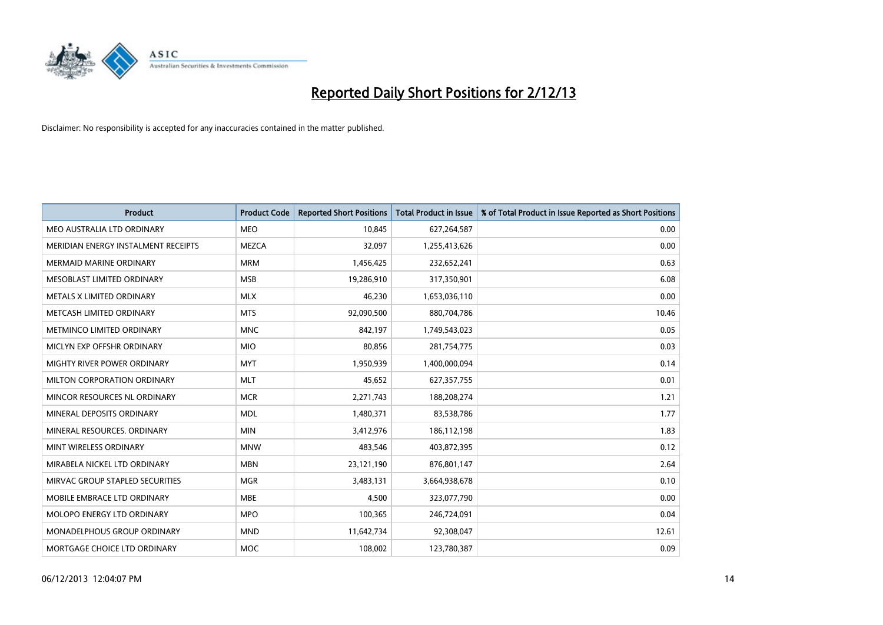# Reported Daily Short Positions for 2/12/13

Disclaimer: No responsibility is accepted for any inaccuracies contained in the matter published.

| Product | Product Code | Reported Short Positions | Total Product in Issue | % of Total Product in Issue Reported as Short Positions |
|---|---|---|---|---|
| MEO AUSTRALIA LTD ORDINARY | MEO | 10,845 | 627,264,587 | 0.00 |
| MERIDIAN ENERGY INSTALMENT RECEIPTS | MEZCA | 32,097 | 1,255,413,626 | 0.00 |
| MERMAID MARINE ORDINARY | MRM | 1,456,425 | 232,652,241 | 0.63 |
| MESOBLAST LIMITED ORDINARY | MSB | 19,286,910 | 317,350,901 | 6.08 |
| METALS X LIMITED ORDINARY | MLX | 46,230 | 1,653,036,110 | 0.00 |
| METCASH LIMITED ORDINARY | MTS | 92,090,500 | 880,704,786 | 10.46 |
| METMINCO LIMITED ORDINARY | MNC | 842,197 | 1,749,543,023 | 0.05 |
| MICLYN EXP OFFSHR ORDINARY | MIO | 80,856 | 281,754,775 | 0.03 |
| MIGHTY RIVER POWER ORDINARY | MYT | 1,950,939 | 1,400,000,094 | 0.14 |
| MILTON CORPORATION ORDINARY | MLT | 45,652 | 627,357,755 | 0.01 |
| MINCOR RESOURCES NL ORDINARY | MCR | 2,271,743 | 188,208,274 | 1.21 |
| MINERAL DEPOSITS ORDINARY | MDL | 1,480,371 | 83,538,786 | 1.77 |
| MINERAL RESOURCES. ORDINARY | MIN | 3,412,976 | 186,112,198 | 1.83 |
| MINT WIRELESS ORDINARY | MNW | 483,546 | 403,872,395 | 0.12 |
| MIRABELA NICKEL LTD ORDINARY | MBN | 23,121,190 | 876,801,147 | 2.64 |
| MIRVAC GROUP STAPLED SECURITIES | MGR | 3,483,131 | 3,664,938,678 | 0.10 |
| MOBILE EMBRACE LTD ORDINARY | MBE | 4,500 | 323,077,790 | 0.00 |
| MOLOPO ENERGY LTD ORDINARY | MPO | 100,365 | 246,724,091 | 0.04 |
| MONADELPHOUS GROUP ORDINARY | MND | 11,642,734 | 92,308,047 | 12.61 |
| MORTGAGE CHOICE LTD ORDINARY | MOC | 108,002 | 123,780,387 | 0.09 |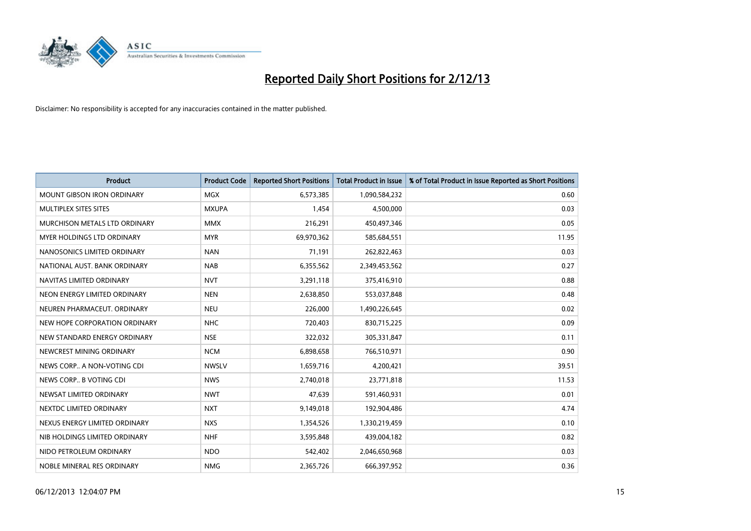# Reported Daily Short Positions for 2/12/13

Disclaimer: No responsibility is accepted for any inaccuracies contained in the matter published.

| Product | Product Code | Reported Short Positions | Total Product in Issue | % of Total Product in Issue Reported as Short Positions |
|---|---|---|---|---|
| MOUNT GIBSON IRON ORDINARY | MGX | 6,573,385 | 1,090,584,232 | 0.60 |
| MULTIPLEX SITES SITES | MXUPA | 1,454 | 4,500,000 | 0.03 |
| MURCHISON METALS LTD ORDINARY | MMX | 216,291 | 450,497,346 | 0.05 |
| MYER HOLDINGS LTD ORDINARY | MYR | 69,970,362 | 585,684,551 | 11.95 |
| NANOSONICS LIMITED ORDINARY | NAN | 71,191 | 262,822,463 | 0.03 |
| NATIONAL AUST. BANK ORDINARY | NAB | 6,355,562 | 2,349,453,562 | 0.27 |
| NAVITAS LIMITED ORDINARY | NVT | 3,291,118 | 375,416,910 | 0.88 |
| NEON ENERGY LIMITED ORDINARY | NEN | 2,638,850 | 553,037,848 | 0.48 |
| NEUREN PHARMACEUT. ORDINARY | NEU | 226,000 | 1,490,226,645 | 0.02 |
| NEW HOPE CORPORATION ORDINARY | NHC | 720,403 | 830,715,225 | 0.09 |
| NEW STANDARD ENERGY ORDINARY | NSE | 322,032 | 305,331,847 | 0.11 |
| NEWCREST MINING ORDINARY | NCM | 6,898,658 | 766,510,971 | 0.90 |
| NEWS CORP.. A NON-VOTING CDI | NWSLV | 1,659,716 | 4,200,421 | 39.51 |
| NEWS CORP.. B VOTING CDI | NWS | 2,740,018 | 23,771,818 | 11.53 |
| NEWSAT LIMITED ORDINARY | NWT | 47,639 | 591,460,931 | 0.01 |
| NEXTDC LIMITED ORDINARY | NXT | 9,149,018 | 192,904,486 | 4.74 |
| NEXUS ENERGY LIMITED ORDINARY | NXS | 1,354,526 | 1,330,219,459 | 0.10 |
| NIB HOLDINGS LIMITED ORDINARY | NHF | 3,595,848 | 439,004,182 | 0.82 |
| NIDO PETROLEUM ORDINARY | NDO | 542,402 | 2,046,650,968 | 0.03 |
| NOBLE MINERAL RES ORDINARY | NMG | 2,365,726 | 666,397,952 | 0.36 |

06/12/2013 12:04:07 PM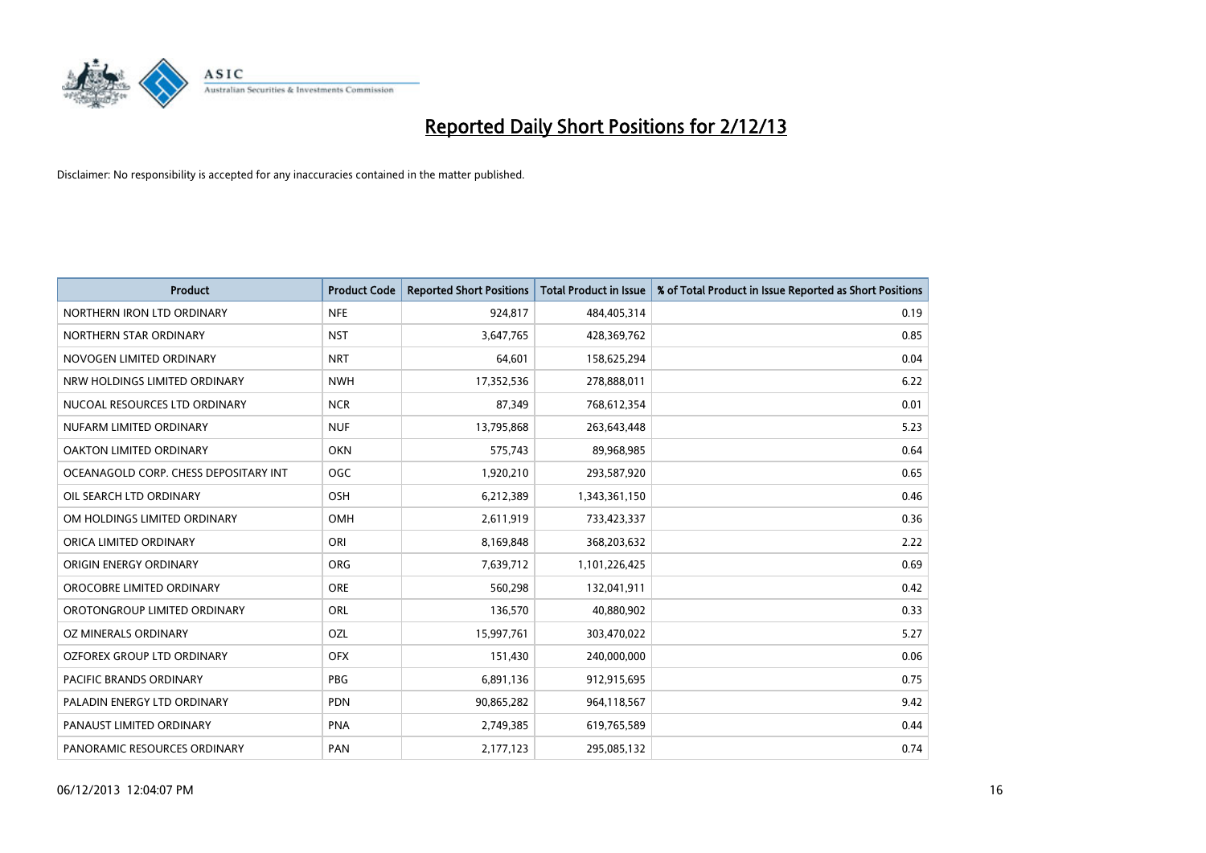# Reported Daily Short Positions for 2/12/13

Disclaimer: No responsibility is accepted for any inaccuracies contained in the matter published.

| Product | Product Code | Reported Short Positions | Total Product in Issue | % of Total Product in Issue Reported as Short Positions |
|---|---|---|---|---|
| NORTHERN IRON LTD ORDINARY | NFE | 924,817 | 484,405,314 | 0.19 |
| NORTHERN STAR ORDINARY | NST | 3,647,765 | 428,369,762 | 0.85 |
| NOVOGEN LIMITED ORDINARY | NRT | 64,601 | 158,625,294 | 0.04 |
| NRW HOLDINGS LIMITED ORDINARY | NWH | 17,352,536 | 278,888,011 | 6.22 |
| NUCOAL RESOURCES LTD ORDINARY | NCR | 87,349 | 768,612,354 | 0.01 |
| NUFARM LIMITED ORDINARY | NUF | 13,795,868 | 263,643,448 | 5.23 |
| OAKTON LIMITED ORDINARY | OKN | 575,743 | 89,968,985 | 0.64 |
| OCEANAGOLD CORP. CHESS DEPOSITARY INT | OGC | 1,920,210 | 293,587,920 | 0.65 |
| OIL SEARCH LTD ORDINARY | OSH | 6,212,389 | 1,343,361,150 | 0.46 |
| OM HOLDINGS LIMITED ORDINARY | OMH | 2,611,919 | 733,423,337 | 0.36 |
| ORICA LIMITED ORDINARY | ORI | 8,169,848 | 368,203,632 | 2.22 |
| ORIGIN ENERGY ORDINARY | ORG | 7,639,712 | 1,101,226,425 | 0.69 |
| OROCOBRE LIMITED ORDINARY | ORE | 560,298 | 132,041,911 | 0.42 |
| OROTONGROUP LIMITED ORDINARY | ORL | 136,570 | 40,880,902 | 0.33 |
| OZ MINERALS ORDINARY | OZL | 15,997,761 | 303,470,022 | 5.27 |
| OZFOREX GROUP LTD ORDINARY | OFX | 151,430 | 240,000,000 | 0.06 |
| PACIFIC BRANDS ORDINARY | PBG | 6,891,136 | 912,915,695 | 0.75 |
| PALADIN ENERGY LTD ORDINARY | PDN | 90,865,282 | 964,118,567 | 9.42 |
| PANAUST LIMITED ORDINARY | PNA | 2,749,385 | 619,765,589 | 0.44 |
| PANORAMIC RESOURCES ORDINARY | PAN | 2,177,123 | 295,085,132 | 0.74 |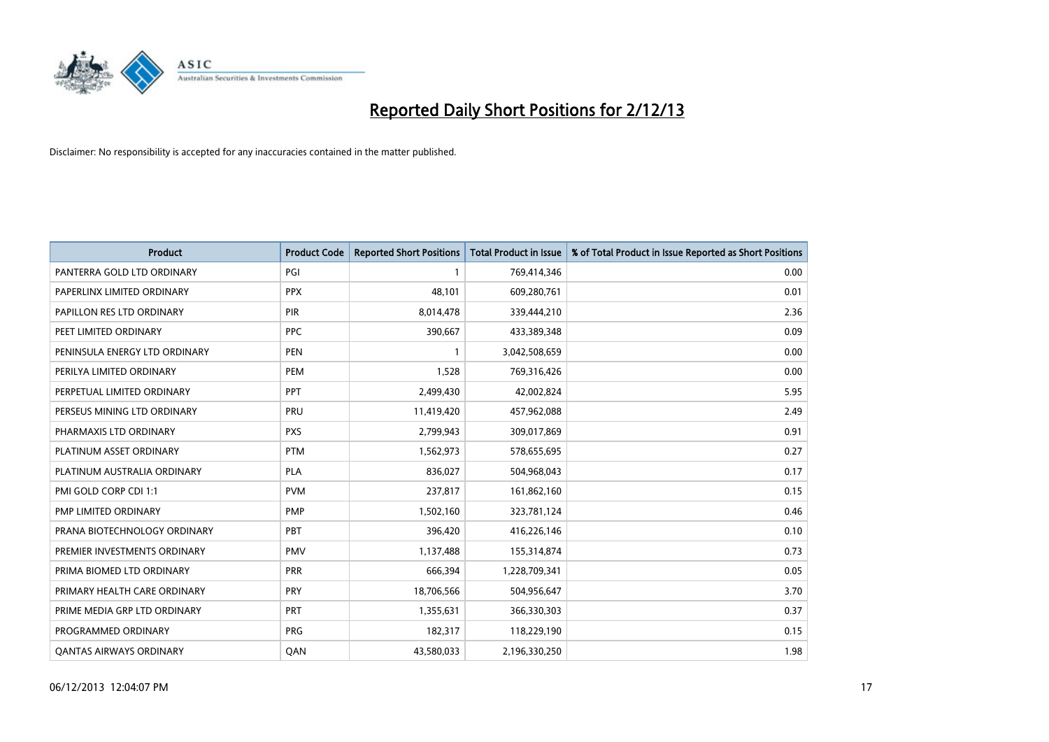# Reported Daily Short Positions for 2/12/13

Disclaimer: No responsibility is accepted for any inaccuracies contained in the matter published.

| Product | Product Code | Reported Short Positions | Total Product in Issue | % of Total Product in Issue Reported as Short Positions |
|---|---|---|---|---|
| PANTERRA GOLD LTD ORDINARY | PGI | 1 | 769,414,346 | 0.00 |
| PAPERLINX LIMITED ORDINARY | PPX | 48,101 | 609,280,761 | 0.01 |
| PAPILLON RES LTD ORDINARY | PIR | 8,014,478 | 339,444,210 | 2.36 |
| PEET LIMITED ORDINARY | PPC | 390,667 | 433,389,348 | 0.09 |
| PENINSULA ENERGY LTD ORDINARY | PEN | 1 | 3,042,508,659 | 0.00 |
| PERILYA LIMITED ORDINARY | PEM | 1,528 | 769,316,426 | 0.00 |
| PERPETUAL LIMITED ORDINARY | PPT | 2,499,430 | 42,002,824 | 5.95 |
| PERSEUS MINING LTD ORDINARY | PRU | 11,419,420 | 457,962,088 | 2.49 |
| PHARMAXIS LTD ORDINARY | PXS | 2,799,943 | 309,017,869 | 0.91 |
| PLATINUM ASSET ORDINARY | PTM | 1,562,973 | 578,655,695 | 0.27 |
| PLATINUM AUSTRALIA ORDINARY | PLA | 836,027 | 504,968,043 | 0.17 |
| PMI GOLD CORP CDI 1:1 | PVM | 237,817 | 161,862,160 | 0.15 |
| PMP LIMITED ORDINARY | PMP | 1,502,160 | 323,781,124 | 0.46 |
| PRANA BIOTECHNOLOGY ORDINARY | PBT | 396,420 | 416,226,146 | 0.10 |
| PREMIER INVESTMENTS ORDINARY | PMV | 1,137,488 | 155,314,874 | 0.73 |
| PRIMA BIOMED LTD ORDINARY | PRR | 666,394 | 1,228,709,341 | 0.05 |
| PRIMARY HEALTH CARE ORDINARY | PRY | 18,706,566 | 504,956,647 | 3.70 |
| PRIME MEDIA GRP LTD ORDINARY | PRT | 1,355,631 | 366,330,303 | 0.37 |
| PROGRAMMED ORDINARY | PRG | 182,317 | 118,229,190 | 0.15 |
| QANTAS AIRWAYS ORDINARY | QAN | 43,580,033 | 2,196,330,250 | 1.98 |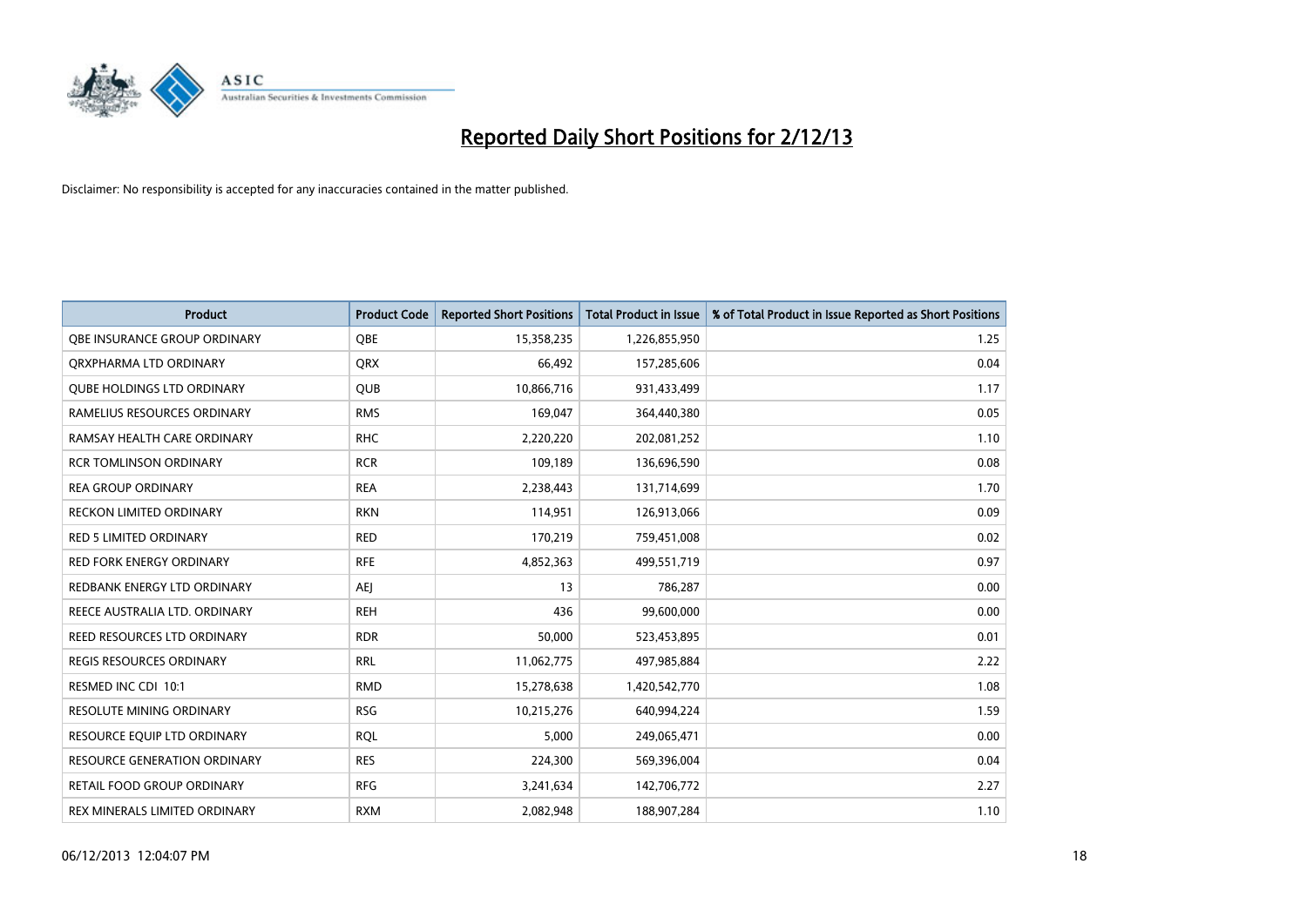# Reported Daily Short Positions for 2/12/13

Disclaimer: No responsibility is accepted for any inaccuracies contained in the matter published.

| Product | Product Code | Reported Short Positions | Total Product in Issue | % of Total Product in Issue Reported as Short Positions |
|---|---|---|---|---|
| QBE INSURANCE GROUP ORDINARY | QBE | 15,358,235 | 1,226,855,950 | 1.25 |
| QRXPHARMA LTD ORDINARY | QRX | 66,492 | 157,285,606 | 0.04 |
| QUBE HOLDINGS LTD ORDINARY | QUB | 10,866,716 | 931,433,499 | 1.17 |
| RAMELIUS RESOURCES ORDINARY | RMS | 169,047 | 364,440,380 | 0.05 |
| RAMSAY HEALTH CARE ORDINARY | RHC | 2,220,220 | 202,081,252 | 1.10 |
| RCR TOMLINSON ORDINARY | RCR | 109,189 | 136,696,590 | 0.08 |
| REA GROUP ORDINARY | REA | 2,238,443 | 131,714,699 | 1.70 |
| RECKON LIMITED ORDINARY | RKN | 114,951 | 126,913,066 | 0.09 |
| RED 5 LIMITED ORDINARY | RED | 170,219 | 759,451,008 | 0.02 |
| RED FORK ENERGY ORDINARY | RFE | 4,852,363 | 499,551,719 | 0.97 |
| REDBANK ENERGY LTD ORDINARY | AEJ | 13 | 786,287 | 0.00 |
| REECE AUSTRALIA LTD. ORDINARY | REH | 436 | 99,600,000 | 0.00 |
| REED RESOURCES LTD ORDINARY | RDR | 50,000 | 523,453,895 | 0.01 |
| REGIS RESOURCES ORDINARY | RRL | 11,062,775 | 497,985,884 | 2.22 |
| RESMED INC CDI 10:1 | RMD | 15,278,638 | 1,420,542,770 | 1.08 |
| RESOLUTE MINING ORDINARY | RSG | 10,215,276 | 640,994,224 | 1.59 |
| RESOURCE EQUIP LTD ORDINARY | RQL | 5,000 | 249,065,471 | 0.00 |
| RESOURCE GENERATION ORDINARY | RES | 224,300 | 569,396,004 | 0.04 |
| RETAIL FOOD GROUP ORDINARY | RFG | 3,241,634 | 142,706,772 | 2.27 |
| REX MINERALS LIMITED ORDINARY | RXM | 2,082,948 | 188,907,284 | 1.10 |

06/12/2013 12:04:07 PM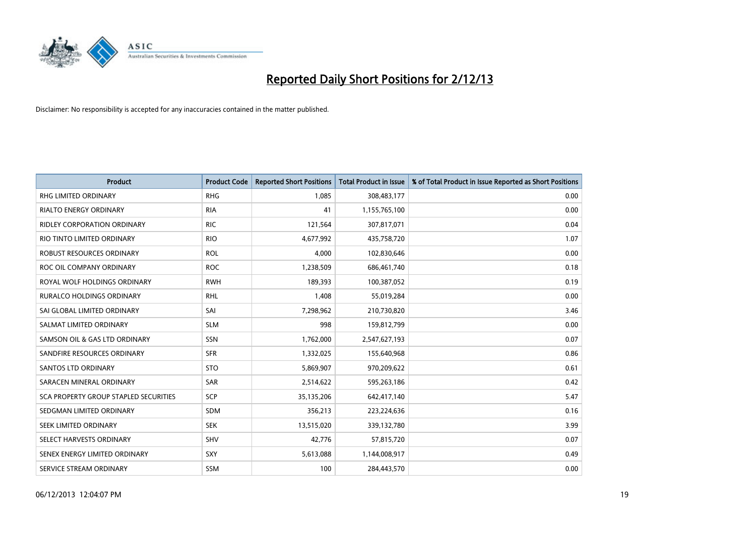# Reported Daily Short Positions for 2/12/13

Disclaimer: No responsibility is accepted for any inaccuracies contained in the matter published.

| Product | Product Code | Reported Short Positions | Total Product in Issue | % of Total Product in Issue Reported as Short Positions |
|---|---|---|---|---|
| RHG LIMITED ORDINARY | RHG | 1,085 | 308,483,177 | 0.00 |
| RIALTO ENERGY ORDINARY | RIA | 41 | 1,155,765,100 | 0.00 |
| RIDLEY CORPORATION ORDINARY | RIC | 121,564 | 307,817,071 | 0.04 |
| RIO TINTO LIMITED ORDINARY | RIO | 4,677,992 | 435,758,720 | 1.07 |
| ROBUST RESOURCES ORDINARY | ROL | 4,000 | 102,830,646 | 0.00 |
| ROC OIL COMPANY ORDINARY | ROC | 1,238,509 | 686,461,740 | 0.18 |
| ROYAL WOLF HOLDINGS ORDINARY | RWH | 189,393 | 100,387,052 | 0.19 |
| RURALCO HOLDINGS ORDINARY | RHL | 1,408 | 55,019,284 | 0.00 |
| SAI GLOBAL LIMITED ORDINARY | SAI | 7,298,962 | 210,730,820 | 3.46 |
| SALMAT LIMITED ORDINARY | SLM | 998 | 159,812,799 | 0.00 |
| SAMSON OIL & GAS LTD ORDINARY | SSN | 1,762,000 | 2,547,627,193 | 0.07 |
| SANDFIRE RESOURCES ORDINARY | SFR | 1,332,025 | 155,640,968 | 0.86 |
| SANTOS LTD ORDINARY | STO | 5,869,907 | 970,209,622 | 0.61 |
| SARACEN MINERAL ORDINARY | SAR | 2,514,622 | 595,263,186 | 0.42 |
| SCA PROPERTY GROUP STAPLED SECURITIES | SCP | 35,135,206 | 642,417,140 | 5.47 |
| SEDGMAN LIMITED ORDINARY | SDM | 356,213 | 223,224,636 | 0.16 |
| SEEK LIMITED ORDINARY | SEK | 13,515,020 | 339,132,780 | 3.99 |
| SELECT HARVESTS ORDINARY | SHV | 42,776 | 57,815,720 | 0.07 |
| SENEX ENERGY LIMITED ORDINARY | SXY | 5,613,088 | 1,144,008,917 | 0.49 |
| SERVICE STREAM ORDINARY | SSM | 100 | 284,443,570 | 0.00 |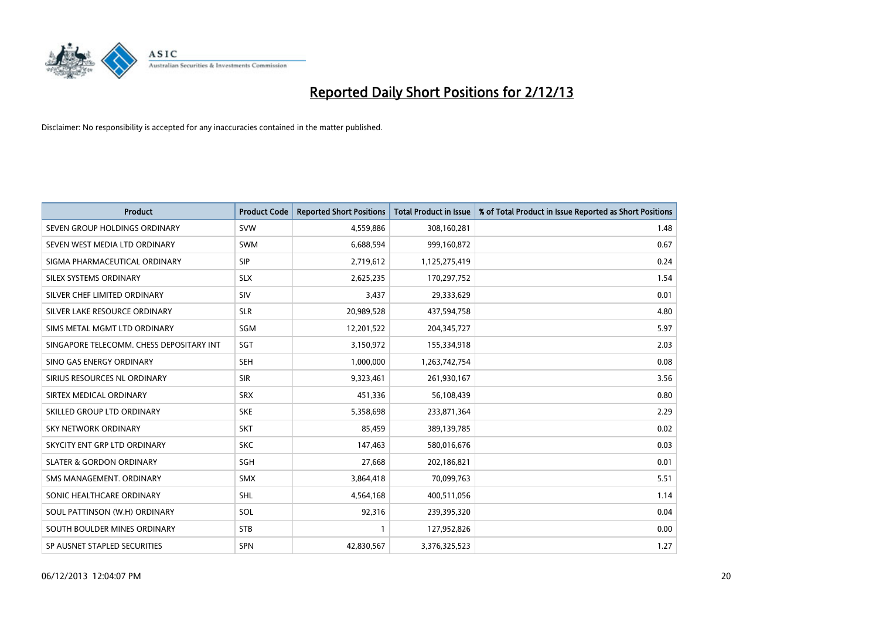# Reported Daily Short Positions for 2/12/13

Disclaimer: No responsibility is accepted for any inaccuracies contained in the matter published.

| Product | Product Code | Reported Short Positions | Total Product in Issue | % of Total Product in Issue Reported as Short Positions |
|---|---|---|---|---|
| SEVEN GROUP HOLDINGS ORDINARY | SVW | 4,559,886 | 308,160,281 | 1.48 |
| SEVEN WEST MEDIA LTD ORDINARY | SWM | 6,688,594 | 999,160,872 | 0.67 |
| SIGMA PHARMACEUTICAL ORDINARY | SIP | 2,719,612 | 1,125,275,419 | 0.24 |
| SILEX SYSTEMS ORDINARY | SLX | 2,625,235 | 170,297,752 | 1.54 |
| SILVER CHEF LIMITED ORDINARY | SIV | 3,437 | 29,333,629 | 0.01 |
| SILVER LAKE RESOURCE ORDINARY | SLR | 20,989,528 | 437,594,758 | 4.80 |
| SIMS METAL MGMT LTD ORDINARY | SGM | 12,201,522 | 204,345,727 | 5.97 |
| SINGAPORE TELECOMM. CHESS DEPOSITARY INT | SGT | 3,150,972 | 155,334,918 | 2.03 |
| SINO GAS ENERGY ORDINARY | SEH | 1,000,000 | 1,263,742,754 | 0.08 |
| SIRIUS RESOURCES NL ORDINARY | SIR | 9,323,461 | 261,930,167 | 3.56 |
| SIRTEX MEDICAL ORDINARY | SRX | 451,336 | 56,108,439 | 0.80 |
| SKILLED GROUP LTD ORDINARY | SKE | 5,358,698 | 233,871,364 | 2.29 |
| SKY NETWORK ORDINARY | SKT | 85,459 | 389,139,785 | 0.02 |
| SKYCITY ENT GRP LTD ORDINARY | SKC | 147,463 | 580,016,676 | 0.03 |
| SLATER & GORDON ORDINARY | SGH | 27,668 | 202,186,821 | 0.01 |
| SMS MANAGEMENT. ORDINARY | SMX | 3,864,418 | 70,099,763 | 5.51 |
| SONIC HEALTHCARE ORDINARY | SHL | 4,564,168 | 400,511,056 | 1.14 |
| SOUL PATTINSON (W.H) ORDINARY | SOL | 92,316 | 239,395,320 | 0.04 |
| SOUTH BOULDER MINES ORDINARY | STB | 1 | 127,952,826 | 0.00 |
| SP AUSNET STAPLED SECURITIES | SPN | 42,830,567 | 3,376,325,523 | 1.27 |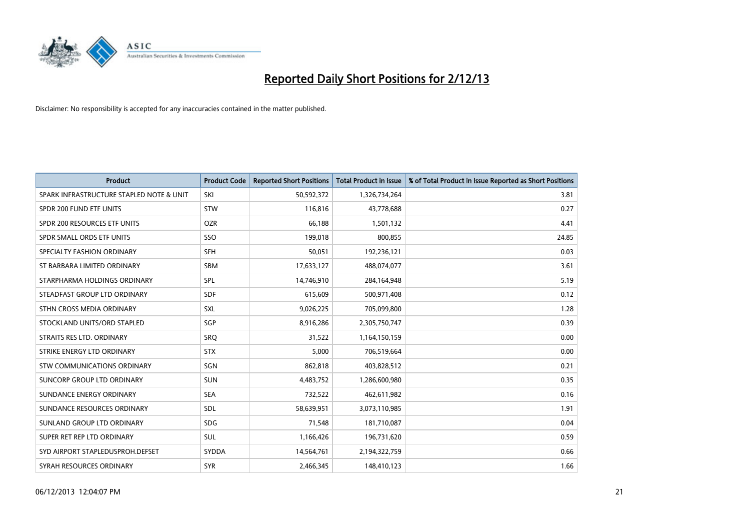# Reported Daily Short Positions for 2/12/13

Disclaimer: No responsibility is accepted for any inaccuracies contained in the matter published.

| Product | Product Code | Reported Short Positions | Total Product in Issue | % of Total Product in Issue Reported as Short Positions |
|---|---|---|---|---|
| SPARK INFRASTRUCTURE STAPLED NOTE & UNIT | SKI | 50,592,372 | 1,326,734,264 | 3.81 |
| SPDR 200 FUND ETF UNITS | STW | 116,816 | 43,778,688 | 0.27 |
| SPDR 200 RESOURCES ETF UNITS | OZR | 66,188 | 1,501,132 | 4.41 |
| SPDR SMALL ORDS ETF UNITS | SSO | 199,018 | 800,855 | 24.85 |
| SPECIALTY FASHION ORDINARY | SFH | 50,051 | 192,236,121 | 0.03 |
| ST BARBARA LIMITED ORDINARY | SBM | 17,633,127 | 488,074,077 | 3.61 |
| STARPHARMA HOLDINGS ORDINARY | SPL | 14,746,910 | 284,164,948 | 5.19 |
| STEADFAST GROUP LTD ORDINARY | SDF | 615,609 | 500,971,408 | 0.12 |
| STHN CROSS MEDIA ORDINARY | SXL | 9,026,225 | 705,099,800 | 1.28 |
| STOCKLAND UNITS/ORD STAPLED | SGP | 8,916,286 | 2,305,750,747 | 0.39 |
| STRAITS RES LTD. ORDINARY | SRQ | 31,522 | 1,164,150,159 | 0.00 |
| STRIKE ENERGY LTD ORDINARY | STX | 5,000 | 706,519,664 | 0.00 |
| STW COMMUNICATIONS ORDINARY | SGN | 862,818 | 403,828,512 | 0.21 |
| SUNCORP GROUP LTD ORDINARY | SUN | 4,483,752 | 1,286,600,980 | 0.35 |
| SUNDANCE ENERGY ORDINARY | SEA | 732,522 | 462,611,982 | 0.16 |
| SUNDANCE RESOURCES ORDINARY | SDL | 58,639,951 | 3,073,110,985 | 1.91 |
| SUNLAND GROUP LTD ORDINARY | SDG | 71,548 | 181,710,087 | 0.04 |
| SUPER RET REP LTD ORDINARY | SUL | 1,166,426 | 196,731,620 | 0.59 |
| SYD AIRPORT STAPLEDUSPROH.DEFSET | SYDDA | 14,564,761 | 2,194,322,759 | 0.66 |
| SYRAH RESOURCES ORDINARY | SYR | 2,466,345 | 148,410,123 | 1.66 |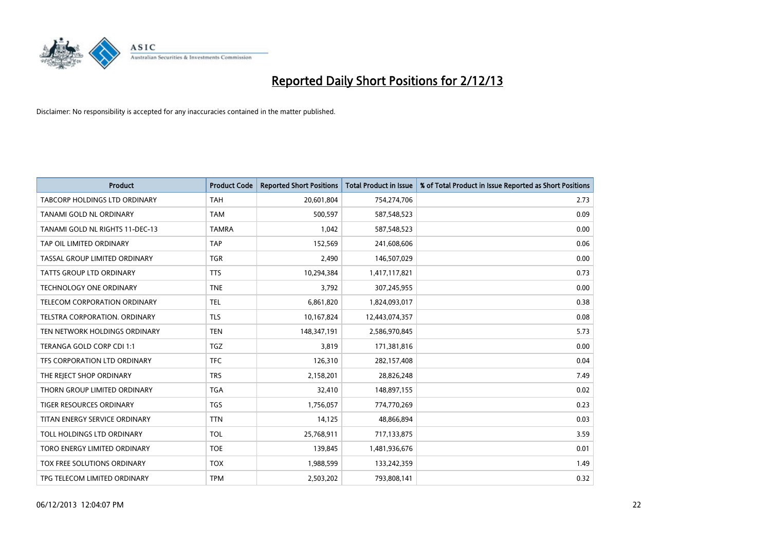# Reported Daily Short Positions for 2/12/13

Disclaimer: No responsibility is accepted for any inaccuracies contained in the matter published.

| Product | Product Code | Reported Short Positions | Total Product in Issue | % of Total Product in Issue Reported as Short Positions |
|---|---|---|---|---|
| TABCORP HOLDINGS LTD ORDINARY | TAH | 20,601,804 | 754,274,706 | 2.73 |
| TANAMI GOLD NL ORDINARY | TAM | 500,597 | 587,548,523 | 0.09 |
| TANAMI GOLD NL RIGHTS 11-DEC-13 | TAMRA | 1,042 | 587,548,523 | 0.00 |
| TAP OIL LIMITED ORDINARY | TAP | 152,569 | 241,608,606 | 0.06 |
| TASSAL GROUP LIMITED ORDINARY | TGR | 2,490 | 146,507,029 | 0.00 |
| TATTS GROUP LTD ORDINARY | TTS | 10,294,384 | 1,417,117,821 | 0.73 |
| TECHNOLOGY ONE ORDINARY | TNE | 3,792 | 307,245,955 | 0.00 |
| TELECOM CORPORATION ORDINARY | TEL | 6,861,820 | 1,824,093,017 | 0.38 |
| TELSTRA CORPORATION. ORDINARY | TLS | 10,167,824 | 12,443,074,357 | 0.08 |
| TEN NETWORK HOLDINGS ORDINARY | TEN | 148,347,191 | 2,586,970,845 | 5.73 |
| TERANGA GOLD CORP CDI 1:1 | TGZ | 3,819 | 171,381,816 | 0.00 |
| TFS CORPORATION LTD ORDINARY | TFC | 126,310 | 282,157,408 | 0.04 |
| THE REJECT SHOP ORDINARY | TRS | 2,158,201 | 28,826,248 | 7.49 |
| THORN GROUP LIMITED ORDINARY | TGA | 32,410 | 148,897,155 | 0.02 |
| TIGER RESOURCES ORDINARY | TGS | 1,756,057 | 774,770,269 | 0.23 |
| TITAN ENERGY SERVICE ORDINARY | TTN | 14,125 | 48,866,894 | 0.03 |
| TOLL HOLDINGS LTD ORDINARY | TOL | 25,768,911 | 717,133,875 | 3.59 |
| TORO ENERGY LIMITED ORDINARY | TOE | 139,845 | 1,481,936,676 | 0.01 |
| TOX FREE SOLUTIONS ORDINARY | TOX | 1,988,599 | 133,242,359 | 1.49 |
| TPG TELECOM LIMITED ORDINARY | TPM | 2,503,202 | 793,808,141 | 0.32 |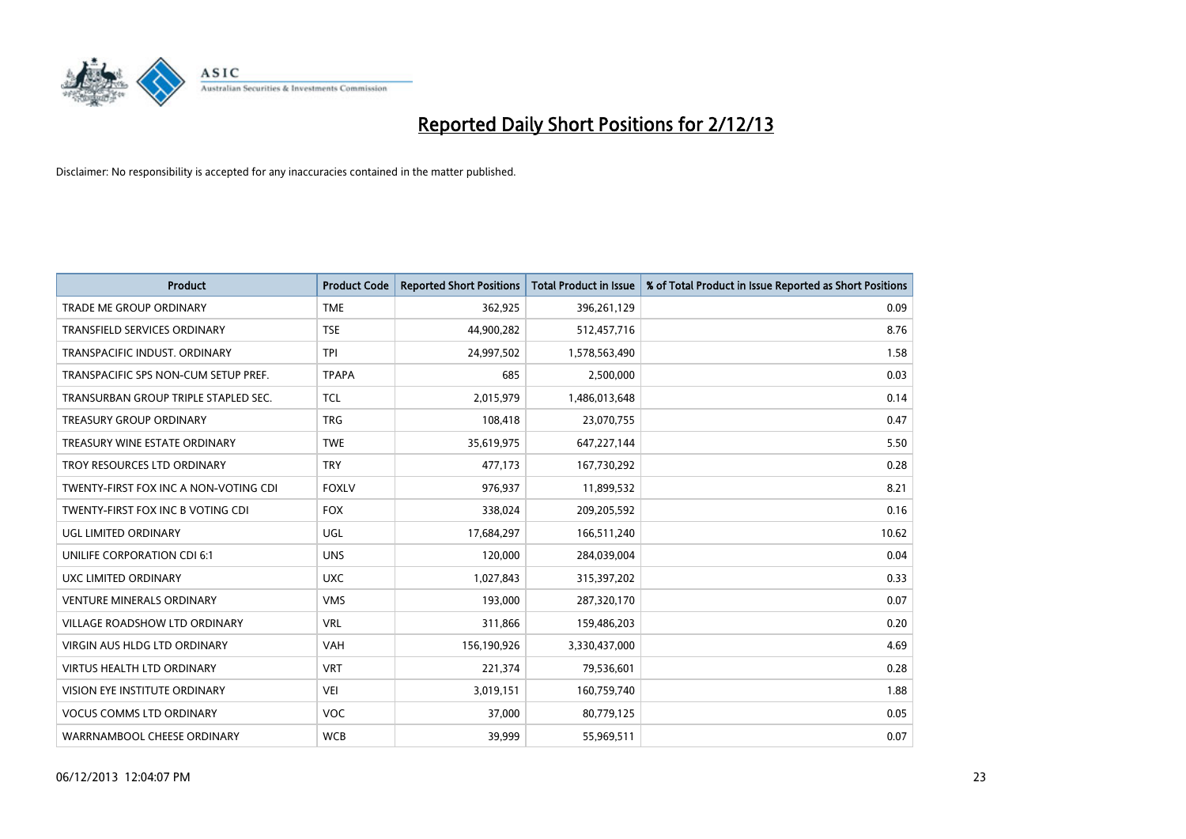# Reported Daily Short Positions for 2/12/13

Disclaimer: No responsibility is accepted for any inaccuracies contained in the matter published.

| Product | Product Code | Reported Short Positions | Total Product in Issue | % of Total Product in Issue Reported as Short Positions |
|---|---|---|---|---|
| TRADE ME GROUP ORDINARY | TME | 362,925 | 396,261,129 | 0.09 |
| TRANSFIELD SERVICES ORDINARY | TSE | 44,900,282 | 512,457,716 | 8.76 |
| TRANSPACIFIC INDUST. ORDINARY | TPI | 24,997,502 | 1,578,563,490 | 1.58 |
| TRANSPACIFIC SPS NON-CUM SETUP PREF. | TPAPA | 685 | 2,500,000 | 0.03 |
| TRANSURBAN GROUP TRIPLE STAPLED SEC. | TCL | 2,015,979 | 1,486,013,648 | 0.14 |
| TREASURY GROUP ORDINARY | TRG | 108,418 | 23,070,755 | 0.47 |
| TREASURY WINE ESTATE ORDINARY | TWE | 35,619,975 | 647,227,144 | 5.50 |
| TROY RESOURCES LTD ORDINARY | TRY | 477,173 | 167,730,292 | 0.28 |
| TWENTY-FIRST FOX INC A NON-VOTING CDI | FOXLV | 976,937 | 11,899,532 | 8.21 |
| TWENTY-FIRST FOX INC B VOTING CDI | FOX | 338,024 | 209,205,592 | 0.16 |
| UGL LIMITED ORDINARY | UGL | 17,684,297 | 166,511,240 | 10.62 |
| UNILIFE CORPORATION CDI 6:1 | UNS | 120,000 | 284,039,004 | 0.04 |
| UXC LIMITED ORDINARY | UXC | 1,027,843 | 315,397,202 | 0.33 |
| VENTURE MINERALS ORDINARY | VMS | 193,000 | 287,320,170 | 0.07 |
| VILLAGE ROADSHOW LTD ORDINARY | VRL | 311,866 | 159,486,203 | 0.20 |
| VIRGIN AUS HLDG LTD ORDINARY | VAH | 156,190,926 | 3,330,437,000 | 4.69 |
| VIRTUS HEALTH LTD ORDINARY | VRT | 221,374 | 79,536,601 | 0.28 |
| VISION EYE INSTITUTE ORDINARY | VEI | 3,019,151 | 160,759,740 | 1.88 |
| VOCUS COMMS LTD ORDINARY | VOC | 37,000 | 80,779,125 | 0.05 |
| WARRNAMBOOL CHEESE ORDINARY | WCB | 39,999 | 55,969,511 | 0.07 |

06/12/2013 12:04:07 PM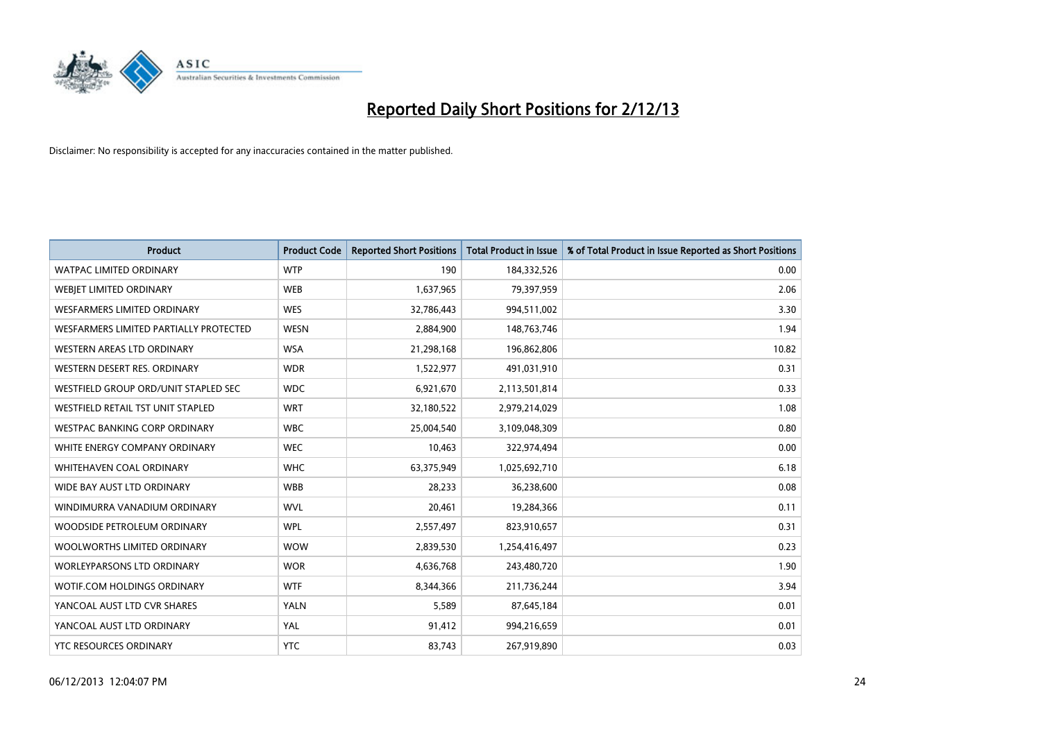# Reported Daily Short Positions for 2/12/13

Disclaimer: No responsibility is accepted for any inaccuracies contained in the matter published.

| Product | Product Code | Reported Short Positions | Total Product in Issue | % of Total Product in Issue Reported as Short Positions |
|---|---|---|---|---|
| WATPAC LIMITED ORDINARY | WTP | 190 | 184,332,526 | 0.00 |
| WEBJET LIMITED ORDINARY | WEB | 1,637,965 | 79,397,959 | 2.06 |
| WESFARMERS LIMITED ORDINARY | WES | 32,786,443 | 994,511,002 | 3.30 |
| WESFARMERS LIMITED PARTIALLY PROTECTED | WESN | 2,884,900 | 148,763,746 | 1.94 |
| WESTERN AREAS LTD ORDINARY | WSA | 21,298,168 | 196,862,806 | 10.82 |
| WESTERN DESERT RES. ORDINARY | WDR | 1,522,977 | 491,031,910 | 0.31 |
| WESTFIELD GROUP ORD/UNIT STAPLED SEC | WDC | 6,921,670 | 2,113,501,814 | 0.33 |
| WESTFIELD RETAIL TST UNIT STAPLED | WRT | 32,180,522 | 2,979,214,029 | 1.08 |
| WESTPAC BANKING CORP ORDINARY | WBC | 25,004,540 | 3,109,048,309 | 0.80 |
| WHITE ENERGY COMPANY ORDINARY | WEC | 10,463 | 322,974,494 | 0.00 |
| WHITEHAVEN COAL ORDINARY | WHC | 63,375,949 | 1,025,692,710 | 6.18 |
| WIDE BAY AUST LTD ORDINARY | WBB | 28,233 | 36,238,600 | 0.08 |
| WINDIMURRA VANADIUM ORDINARY | WVL | 20,461 | 19,284,366 | 0.11 |
| WOODSIDE PETROLEUM ORDINARY | WPL | 2,557,497 | 823,910,657 | 0.31 |
| WOOLWORTHS LIMITED ORDINARY | WOW | 2,839,530 | 1,254,416,497 | 0.23 |
| WORLEYPARSONS LTD ORDINARY | WOR | 4,636,768 | 243,480,720 | 1.90 |
| WOTIF.COM HOLDINGS ORDINARY | WTF | 8,344,366 | 211,736,244 | 3.94 |
| YANCOAL AUST LTD CVR SHARES | YALN | 5,589 | 87,645,184 | 0.01 |
| YANCOAL AUST LTD ORDINARY | YAL | 91,412 | 994,216,659 | 0.01 |
| YTC RESOURCES ORDINARY | YTC | 83,743 | 267,919,890 | 0.03 |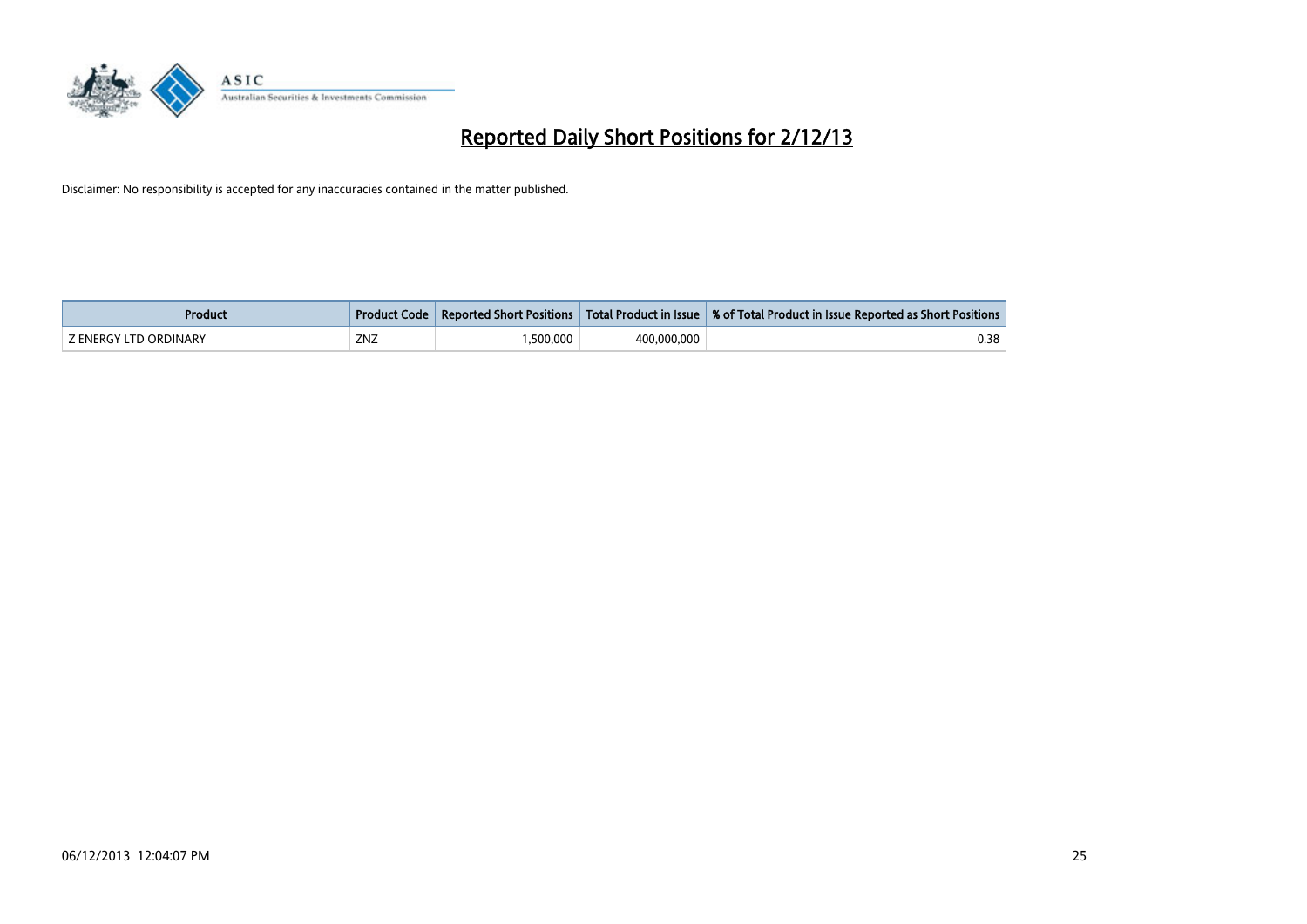# Reported Daily Short Positions for 2/12/13

Disclaimer: No responsibility is accepted for any inaccuracies contained in the matter published.

| Product | Product Code | Reported Short Positions | Total Product in Issue | % of Total Product in Issue Reported as Short Positions |
|---|---|---|---|---|
| Z ENERGY LTD ORDINARY | ZNZ | 1,500,000 | 400,000,000 | 0.38 |